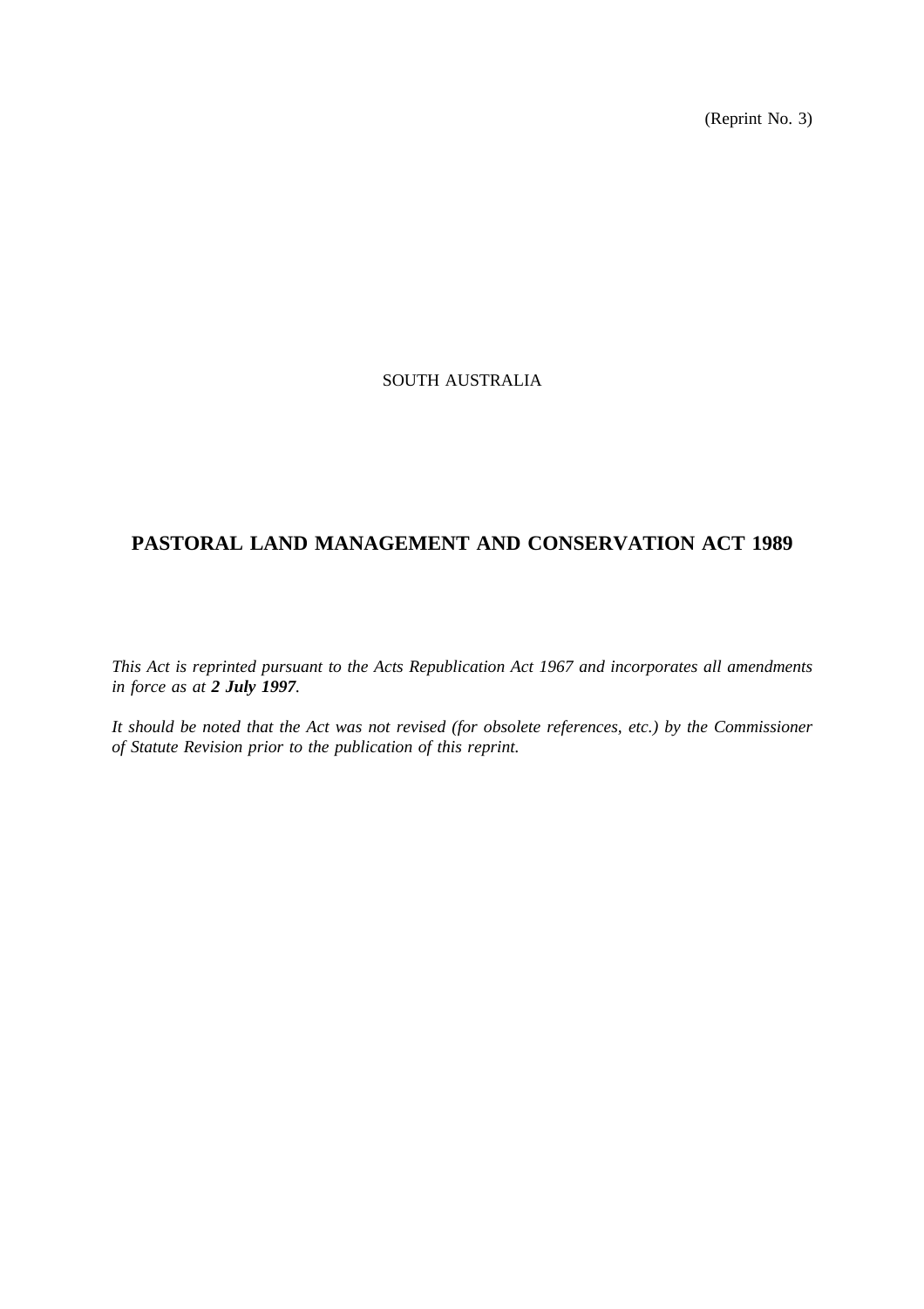(Reprint No. 3)

SOUTH AUSTRALIA

# PASTORAL LAND MANAGEMENT AND CONSERVATION ACT 1989

*This Act is reprinted pursuant to the Acts Republication Act 1967 and incorporates all amendments in force as at **2 July 1997**.*

*It should be noted that the Act was not revised (for obsolete references, etc.) by the Commissioner of Statute Revision prior to the publication of this reprint.*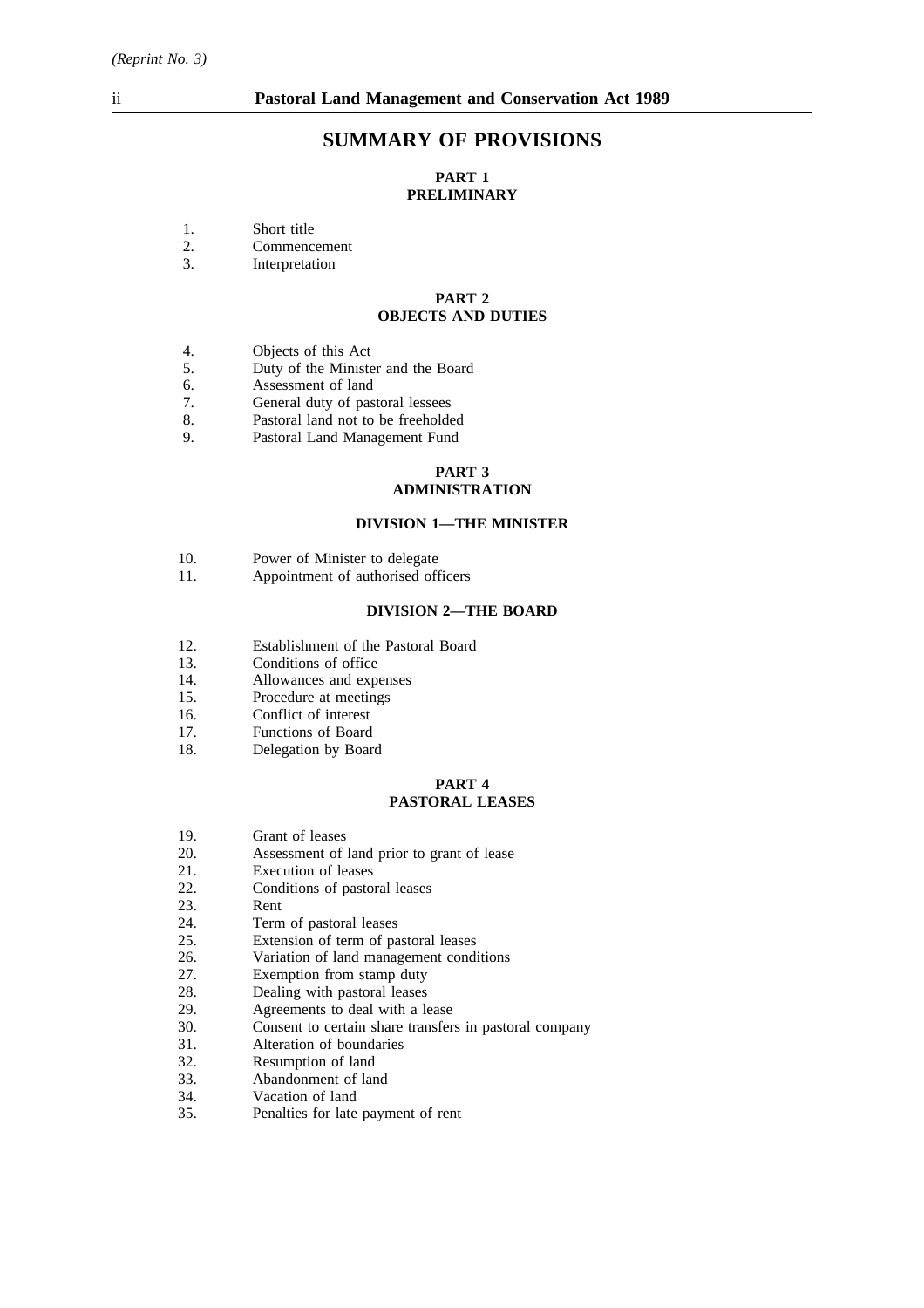# SUMMARY OF PROVISIONS

## PART 1
## PRELIMINARY

1. Short title
2. Commencement
3. Interpretation

## PART 2
## OBJECTS AND DUTIES

4. Objects of this Act
5. Duty of the Minister and the Board
6. Assessment of land
7. General duty of pastoral lessees
8. Pastoral land not to be freeholded
9. Pastoral Land Management Fund

## PART 3
## ADMINISTRATION

### DIVISION 1—THE MINISTER

10. Power of Minister to delegate
11. Appointment of authorised officers

### DIVISION 2—THE BOARD

12. Establishment of the Pastoral Board
13. Conditions of office
14. Allowances and expenses
15. Procedure at meetings
16. Conflict of interest
17. Functions of Board
18. Delegation by Board

## PART 4
## PASTORAL LEASES

19. Grant of leases
20. Assessment of land prior to grant of lease
21. Execution of leases
22. Conditions of pastoral leases
23. Rent
24. Term of pastoral leases
25. Extension of term of pastoral leases
26. Variation of land management conditions
27. Exemption from stamp duty
28. Dealing with pastoral leases
29. Agreements to deal with a lease
30. Consent to certain share transfers in pastoral company
31. Alteration of boundaries
32. Resumption of land
33. Abandonment of land
34. Vacation of land
35. Penalties for late payment of rent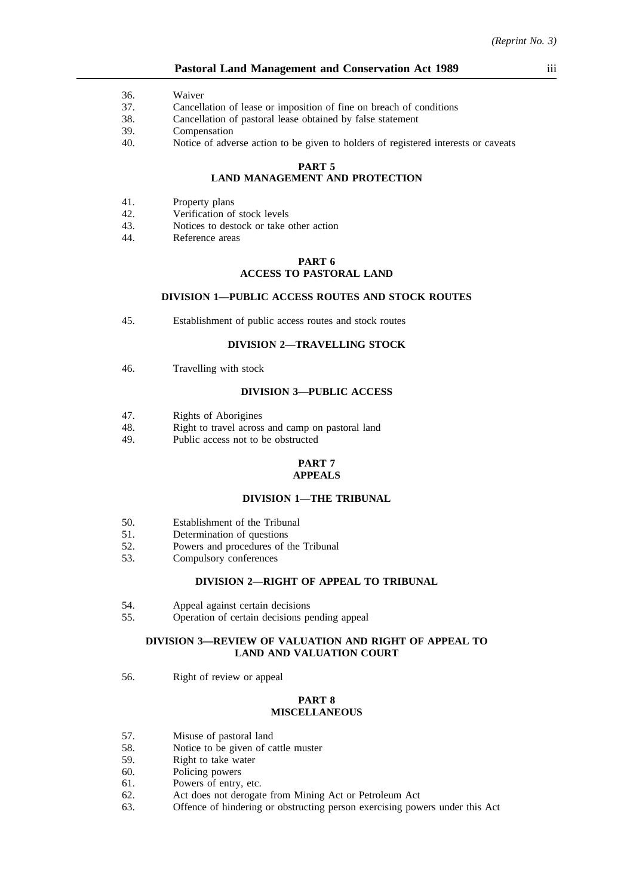36. Waiver
37. Cancellation of lease or imposition of fine on breach of conditions
38. Cancellation of pastoral lease obtained by false statement
39. Compensation
40. Notice of adverse action to be given to holders of registered interests or caveats

**PART 5**
**LAND MANAGEMENT AND PROTECTION**

41. Property plans
42. Verification of stock levels
43. Notices to destock or take other action
44. Reference areas

**PART 6**
**ACCESS TO PASTORAL LAND**

**DIVISION 1—PUBLIC ACCESS ROUTES AND STOCK ROUTES**

45. Establishment of public access routes and stock routes

**DIVISION 2—TRAVELLING STOCK**

46. Travelling with stock

**DIVISION 3—PUBLIC ACCESS**

47. Rights of Aborigines
48. Right to travel across and camp on pastoral land
49. Public access not to be obstructed

**PART 7**
**APPEALS**

**DIVISION 1—THE TRIBUNAL**

50. Establishment of the Tribunal
51. Determination of questions
52. Powers and procedures of the Tribunal
53. Compulsory conferences

**DIVISION 2—RIGHT OF APPEAL TO TRIBUNAL**

54. Appeal against certain decisions
55. Operation of certain decisions pending appeal

**DIVISION 3—REVIEW OF VALUATION AND RIGHT OF APPEAL TO LAND AND VALUATION COURT**

56. Right of review or appeal

**PART 8**
**MISCELLANEOUS**

57. Misuse of pastoral land
58. Notice to be given of cattle muster
59. Right to take water
60. Policing powers
61. Powers of entry, etc.
62. Act does not derogate from Mining Act or Petroleum Act
63. Offence of hindering or obstructing person exercising powers under this Act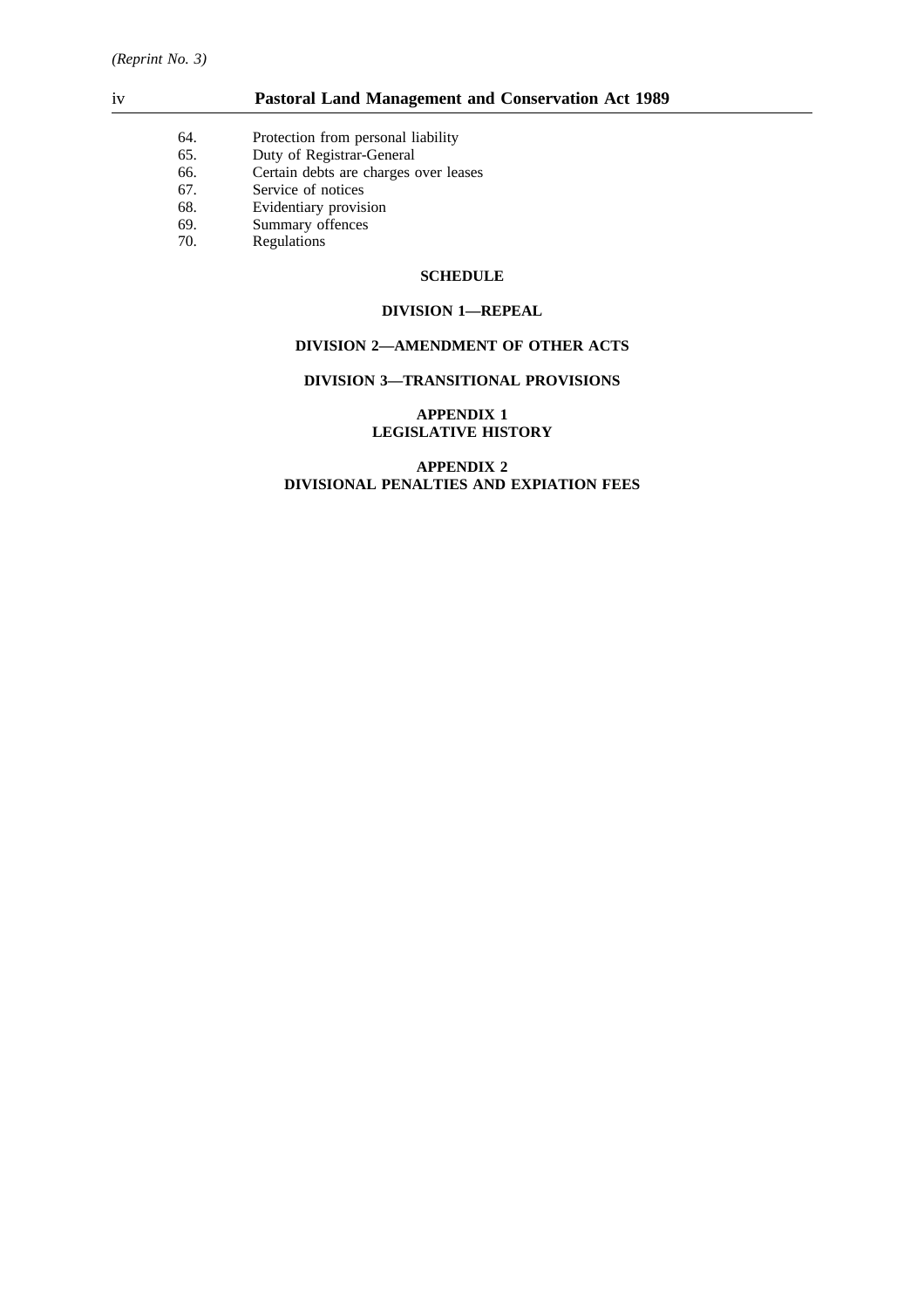64. Protection from personal liability
65. Duty of Registrar-General
66. Certain debts are charges over leases
67. Service of notices
68. Evidentiary provision
69. Summary offences
70. Regulations

**SCHEDULE**

**DIVISION 1—REPEAL**

**DIVISION 2—AMENDMENT OF OTHER ACTS**

**DIVISION 3—TRANSITIONAL PROVISIONS**

**APPENDIX 1**
**LEGISLATIVE HISTORY**

**APPENDIX 2**
**DIVISIONAL PENALTIES AND EXPIATION FEES**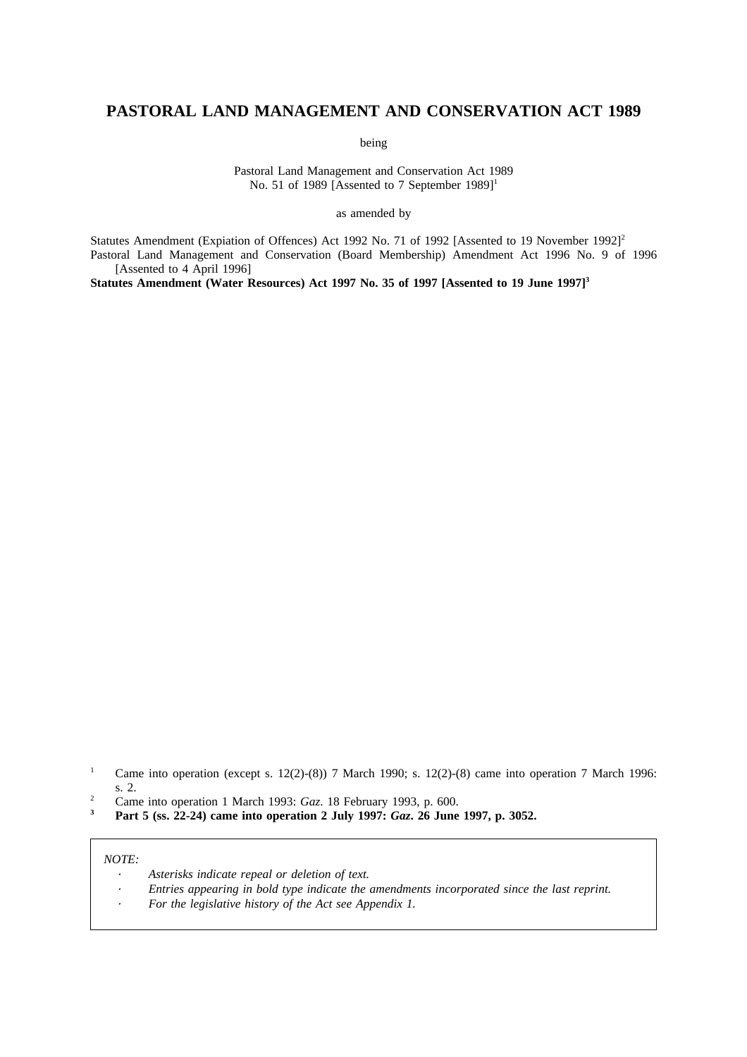# PASTORAL LAND MANAGEMENT AND CONSERVATION ACT 1989

being

Pastoral Land Management and Conservation Act 1989
No. 51 of 1989 [Assented to 7 September 1989][1]

as amended by

Statutes Amendment (Expiation of Offences) Act 1992 No. 71 of 1992 [Assented to 19 November 1992][2]
Pastoral Land Management and Conservation (Board Membership) Amendment Act 1996 No. 9 of 1996 [Assented to 4 April 1996]
**Statutes Amendment (Water Resources) Act 1997 No. 35 of 1997 [Assented to 19 June 1997][3]**

[1] Came into operation (except s. 12(2)-(8)) 7 March 1990; s. 12(2)-(8) came into operation 7 March 1996: s. 2.

[2] Came into operation 1 March 1993: *Gaz*. 18 February 1993, p. 600.

**[3] Part 5 (ss. 22-24) came into operation 2 July 1997: *Gaz*. 26 June 1997, p. 3052.**

*NOTE:*

- *Asterisks indicate repeal or deletion of text.*
- *Entries appearing in bold type indicate the amendments incorporated since the last reprint.*
- *For the legislative history of the Act see Appendix 1.*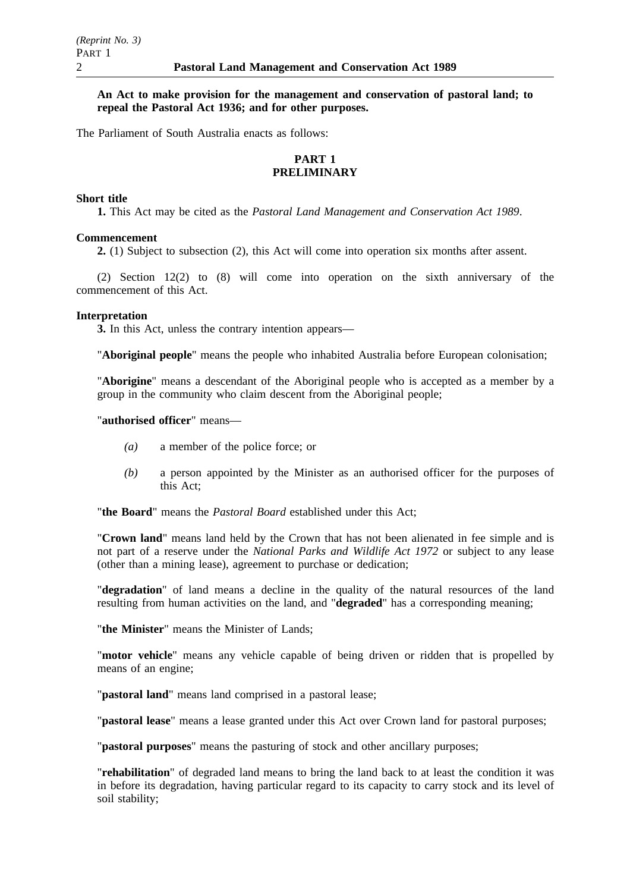**An Act to make provision for the management and conservation of pastoral land; to repeal the Pastoral Act 1936; and for other purposes.**

The Parliament of South Australia enacts as follows:

## PART 1
## PRELIMINARY

**Short title**

**1.** This Act may be cited as the *Pastoral Land Management and Conservation Act 1989*.

**Commencement**

**2.** (1) Subject to subsection (2), this Act will come into operation six months after assent.

(2) Section 12(2) to (8) will come into operation on the sixth anniversary of the commencement of this Act.

**Interpretation**

**3.** In this Act, unless the contrary intention appears—

"**Aboriginal people**" means the people who inhabited Australia before European colonisation;

"**Aborigine**" means a descendant of the Aboriginal people who is accepted as a member by a group in the community who claim descent from the Aboriginal people;

"**authorised officer**" means—

*(a)* a member of the police force; or

*(b)* a person appointed by the Minister as an authorised officer for the purposes of this Act;

"**the Board**" means the *Pastoral Board* established under this Act;

"**Crown land**" means land held by the Crown that has not been alienated in fee simple and is not part of a reserve under the *National Parks and Wildlife Act 1972* or subject to any lease (other than a mining lease), agreement to purchase or dedication;

"**degradation**" of land means a decline in the quality of the natural resources of the land resulting from human activities on the land, and "**degraded**" has a corresponding meaning;

"**the Minister**" means the Minister of Lands;

"**motor vehicle**" means any vehicle capable of being driven or ridden that is propelled by means of an engine;

"**pastoral land**" means land comprised in a pastoral lease;

"**pastoral lease**" means a lease granted under this Act over Crown land for pastoral purposes;

"**pastoral purposes**" means the pasturing of stock and other ancillary purposes;

"**rehabilitation**" of degraded land means to bring the land back to at least the condition it was in before its degradation, having particular regard to its capacity to carry stock and its level of soil stability;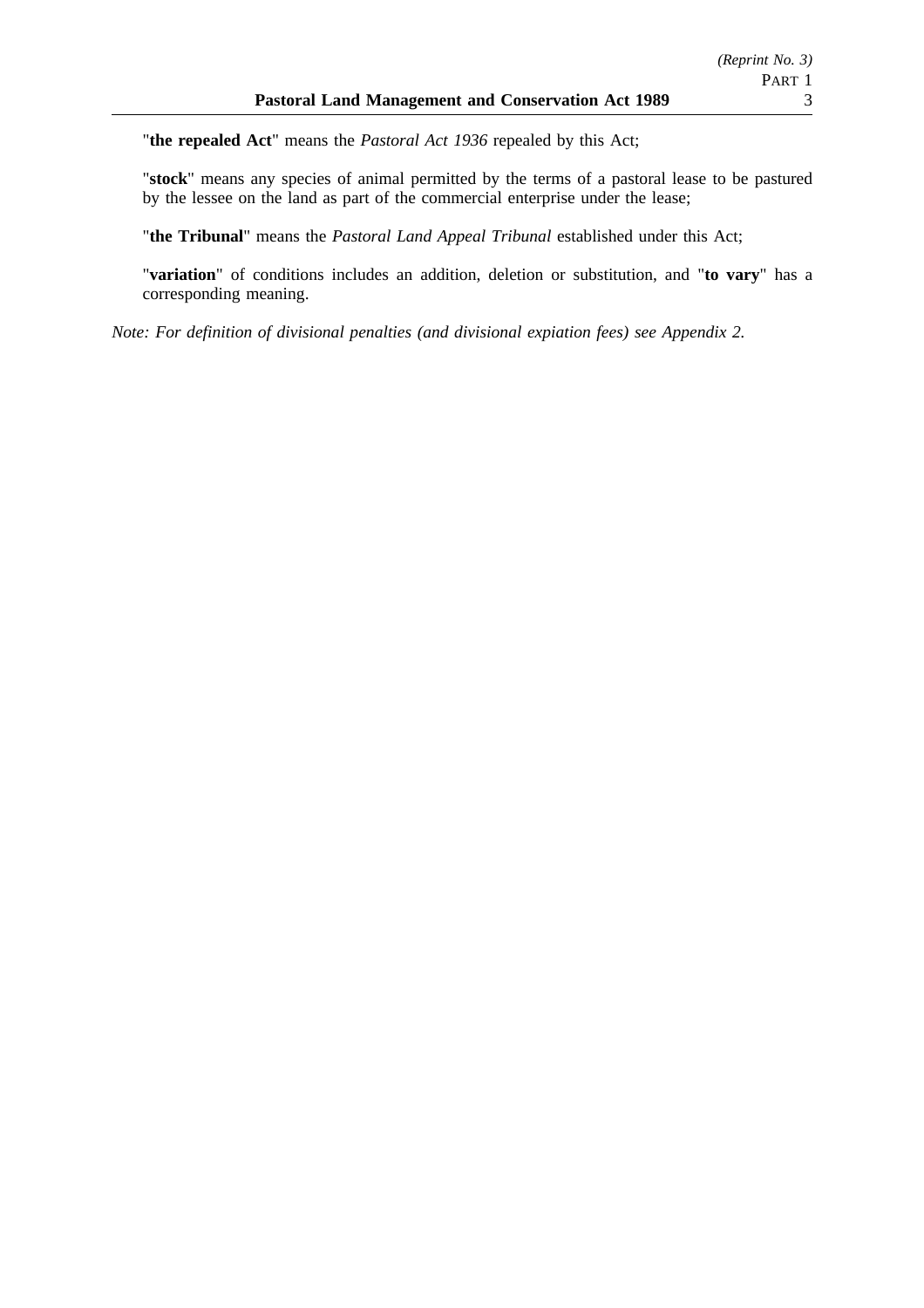"**the repealed Act**" means the *Pastoral Act 1936* repealed by this Act;

"**stock**" means any species of animal permitted by the terms of a pastoral lease to be pastured by the lessee on the land as part of the commercial enterprise under the lease;

"**the Tribunal**" means the *Pastoral Land Appeal Tribunal* established under this Act;

"**variation**" of conditions includes an addition, deletion or substitution, and "**to vary**" has a corresponding meaning.

*Note: For definition of divisional penalties (and divisional expiation fees) see Appendix 2.*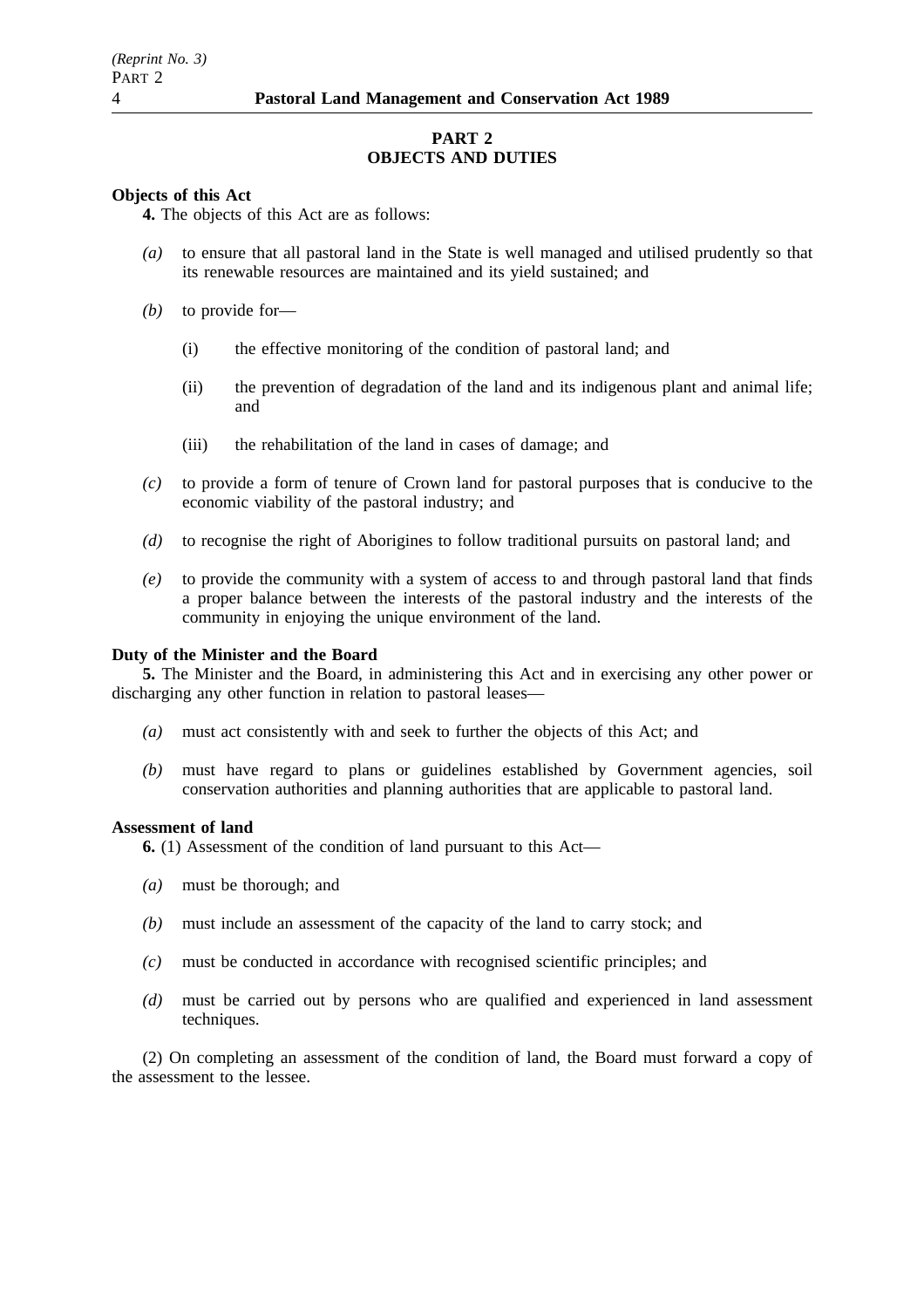## PART 2
## OBJECTS AND DUTIES

**Objects of this Act**

**4.** The objects of this Act are as follows:

*(a)* to ensure that all pastoral land in the State is well managed and utilised prudently so that its renewable resources are maintained and its yield sustained; and

*(b)* to provide for—

(i) the effective monitoring of the condition of pastoral land; and

(ii) the prevention of degradation of the land and its indigenous plant and animal life; and

(iii) the rehabilitation of the land in cases of damage; and

*(c)* to provide a form of tenure of Crown land for pastoral purposes that is conducive to the economic viability of the pastoral industry; and

*(d)* to recognise the right of Aborigines to follow traditional pursuits on pastoral land; and

*(e)* to provide the community with a system of access to and through pastoral land that finds a proper balance between the interests of the pastoral industry and the interests of the community in enjoying the unique environment of the land.

**Duty of the Minister and the Board**

**5.** The Minister and the Board, in administering this Act and in exercising any other power or discharging any other function in relation to pastoral leases—

*(a)* must act consistently with and seek to further the objects of this Act; and

*(b)* must have regard to plans or guidelines established by Government agencies, soil conservation authorities and planning authorities that are applicable to pastoral land.

**Assessment of land**

**6.** (1) Assessment of the condition of land pursuant to this Act—

*(a)* must be thorough; and

*(b)* must include an assessment of the capacity of the land to carry stock; and

*(c)* must be conducted in accordance with recognised scientific principles; and

*(d)* must be carried out by persons who are qualified and experienced in land assessment techniques.

(2) On completing an assessment of the condition of land, the Board must forward a copy of the assessment to the lessee.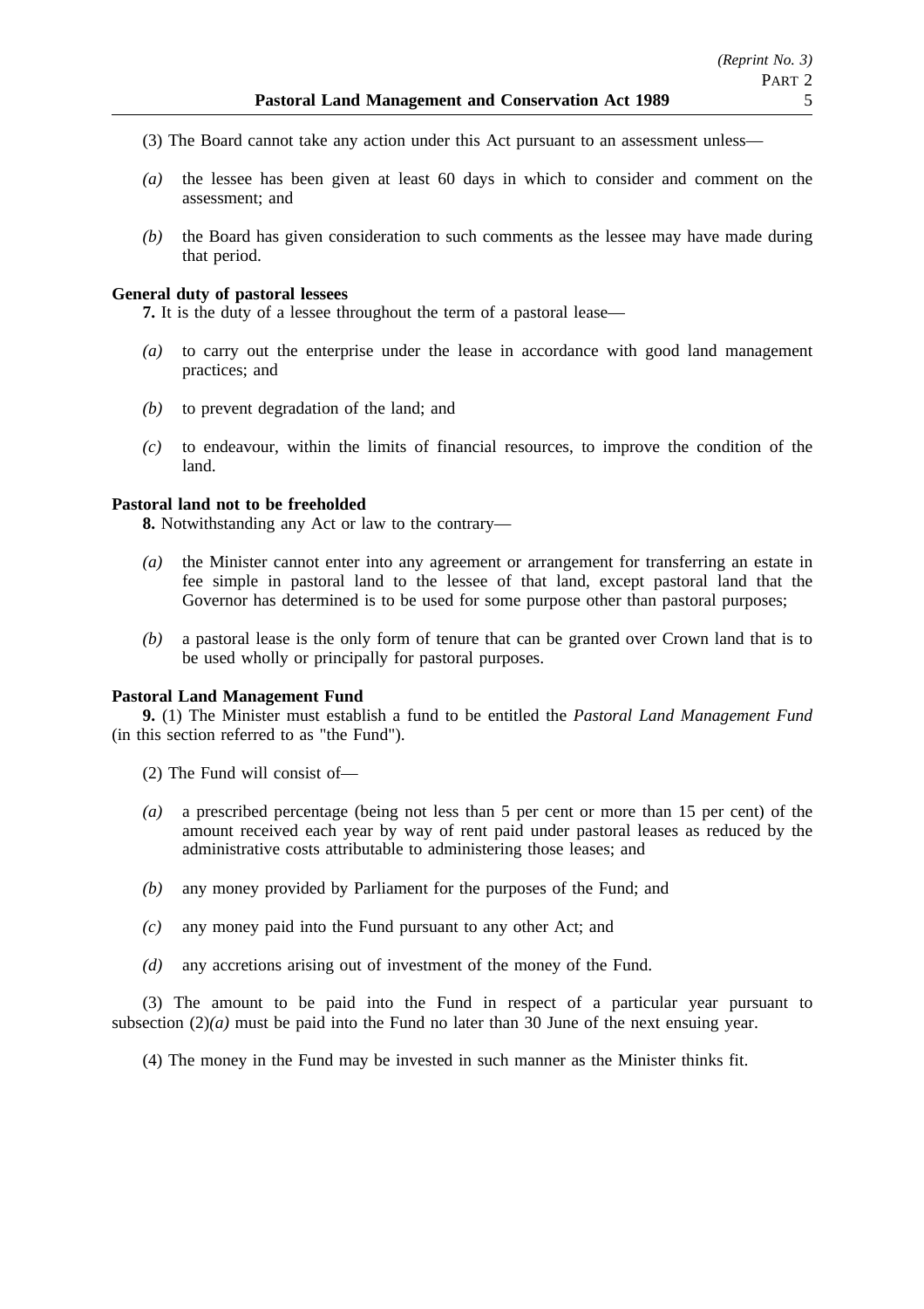(3) The Board cannot take any action under this Act pursuant to an assessment unless—

*(a)* the lessee has been given at least 60 days in which to consider and comment on the assessment; and

*(b)* the Board has given consideration to such comments as the lessee may have made during that period.

**General duty of pastoral lessees**

**7.** It is the duty of a lessee throughout the term of a pastoral lease—

*(a)* to carry out the enterprise under the lease in accordance with good land management practices; and

*(b)* to prevent degradation of the land; and

*(c)* to endeavour, within the limits of financial resources, to improve the condition of the land.

**Pastoral land not to be freeholded**

**8.** Notwithstanding any Act or law to the contrary—

*(a)* the Minister cannot enter into any agreement or arrangement for transferring an estate in fee simple in pastoral land to the lessee of that land, except pastoral land that the Governor has determined is to be used for some purpose other than pastoral purposes;

*(b)* a pastoral lease is the only form of tenure that can be granted over Crown land that is to be used wholly or principally for pastoral purposes.

**Pastoral Land Management Fund**

**9.** (1) The Minister must establish a fund to be entitled the *Pastoral Land Management Fund* (in this section referred to as "the Fund").

(2) The Fund will consist of—

*(a)* a prescribed percentage (being not less than 5 per cent or more than 15 per cent) of the amount received each year by way of rent paid under pastoral leases as reduced by the administrative costs attributable to administering those leases; and

*(b)* any money provided by Parliament for the purposes of the Fund; and

*(c)* any money paid into the Fund pursuant to any other Act; and

*(d)* any accretions arising out of investment of the money of the Fund.

(3) The amount to be paid into the Fund in respect of a particular year pursuant to subsection (2)*(a)* must be paid into the Fund no later than 30 June of the next ensuing year.

(4) The money in the Fund may be invested in such manner as the Minister thinks fit.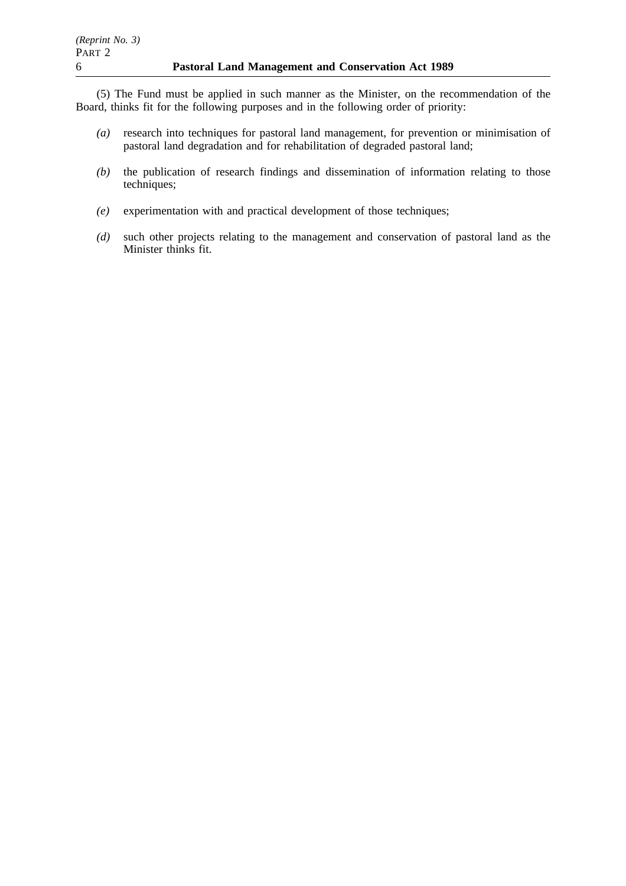(5) The Fund must be applied in such manner as the Minister, on the recommendation of the Board, thinks fit for the following purposes and in the following order of priority:

*(a)* research into techniques for pastoral land management, for prevention or minimisation of pastoral land degradation and for rehabilitation of degraded pastoral land;

*(b)* the publication of research findings and dissemination of information relating to those techniques;

*(e)* experimentation with and practical development of those techniques;

*(d)* such other projects relating to the management and conservation of pastoral land as the Minister thinks fit.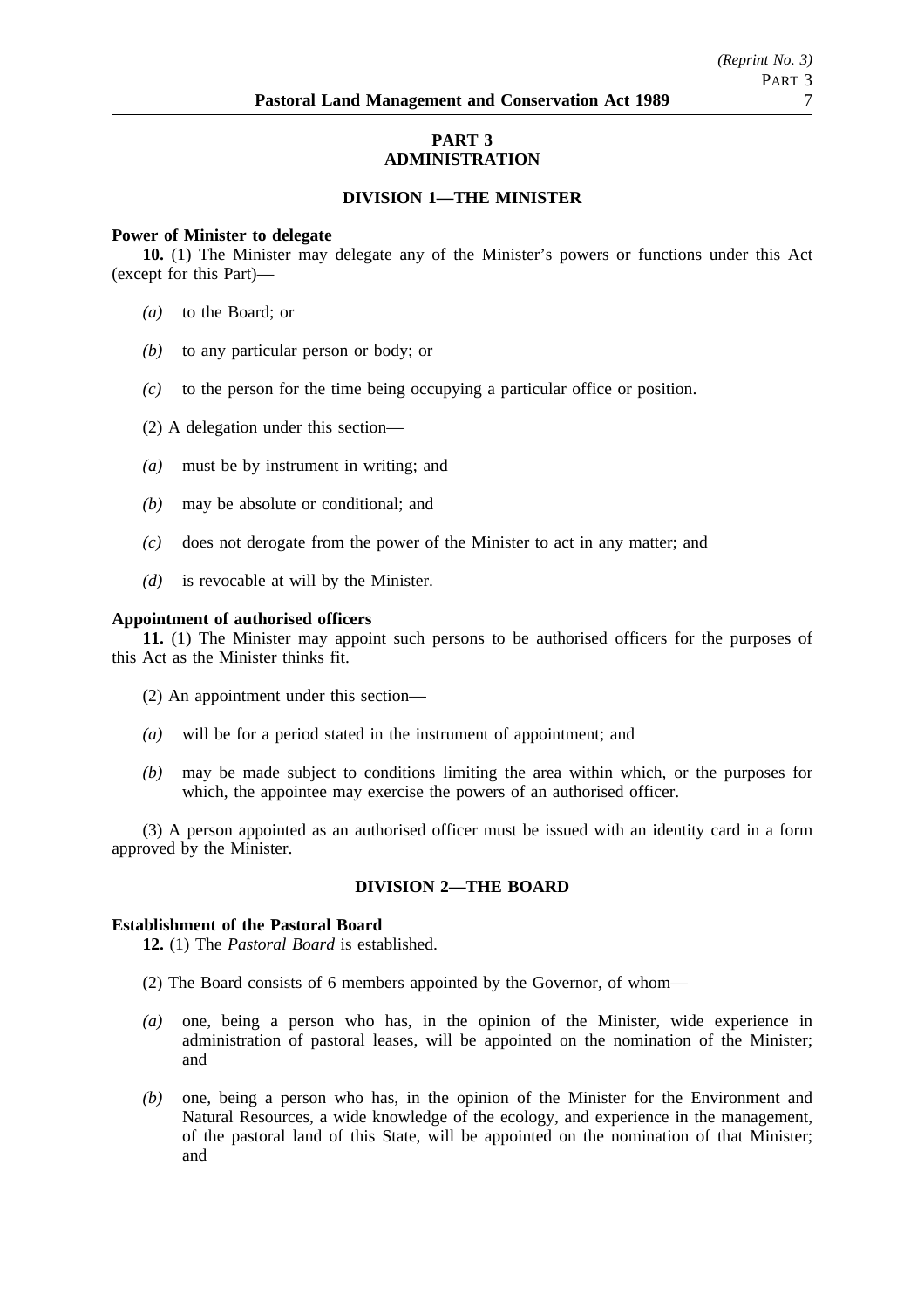## PART 3
## ADMINISTRATION

### DIVISION 1—THE MINISTER

**Power of Minister to delegate**

**10.** (1) The Minister may delegate any of the Minister's powers or functions under this Act (except for this Part)—

*(a)* to the Board; or

*(b)* to any particular person or body; or

*(c)* to the person for the time being occupying a particular office or position.

(2) A delegation under this section—

*(a)* must be by instrument in writing; and

*(b)* may be absolute or conditional; and

*(c)* does not derogate from the power of the Minister to act in any matter; and

*(d)* is revocable at will by the Minister.

**Appointment of authorised officers**

**11.** (1) The Minister may appoint such persons to be authorised officers for the purposes of this Act as the Minister thinks fit.

(2) An appointment under this section—

*(a)* will be for a period stated in the instrument of appointment; and

*(b)* may be made subject to conditions limiting the area within which, or the purposes for which, the appointee may exercise the powers of an authorised officer.

(3) A person appointed as an authorised officer must be issued with an identity card in a form approved by the Minister.

### DIVISION 2—THE BOARD

**Establishment of the Pastoral Board**

**12.** (1) The *Pastoral Board* is established.

(2) The Board consists of 6 members appointed by the Governor, of whom—

*(a)* one, being a person who has, in the opinion of the Minister, wide experience in administration of pastoral leases, will be appointed on the nomination of the Minister; and

*(b)* one, being a person who has, in the opinion of the Minister for the Environment and Natural Resources, a wide knowledge of the ecology, and experience in the management, of the pastoral land of this State, will be appointed on the nomination of that Minister; and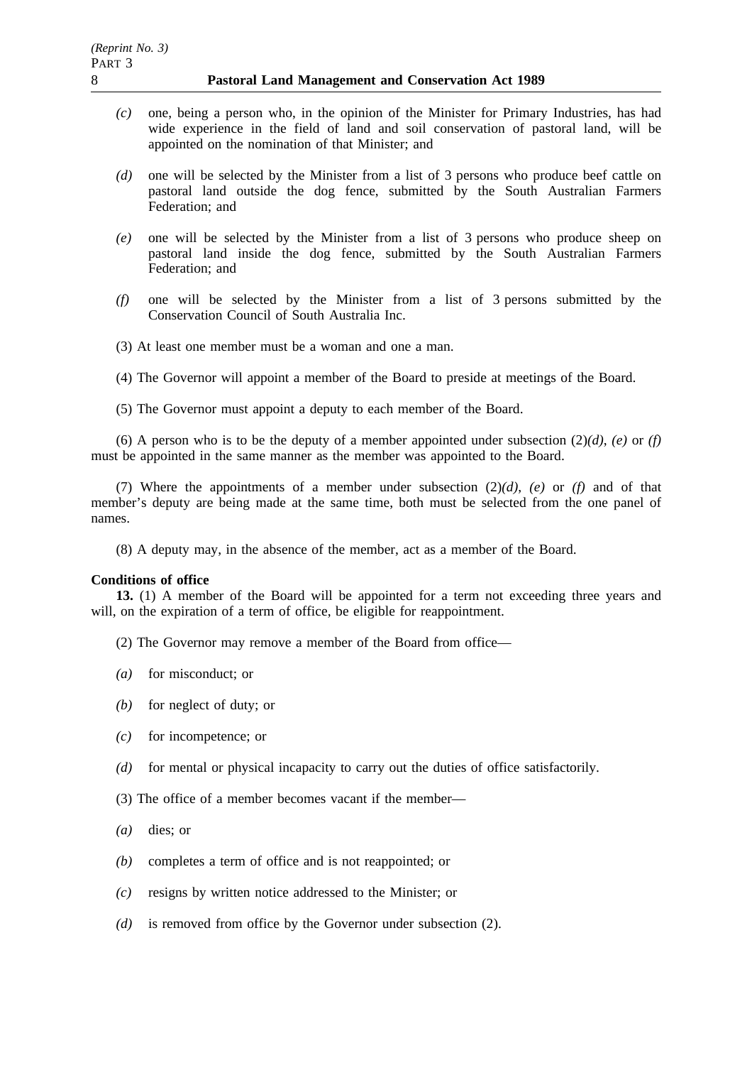*(c)* one, being a person who, in the opinion of the Minister for Primary Industries, has had wide experience in the field of land and soil conservation of pastoral land, will be appointed on the nomination of that Minister; and

*(d)* one will be selected by the Minister from a list of 3 persons who produce beef cattle on pastoral land outside the dog fence, submitted by the South Australian Farmers Federation; and

*(e)* one will be selected by the Minister from a list of 3 persons who produce sheep on pastoral land inside the dog fence, submitted by the South Australian Farmers Federation; and

*(f)* one will be selected by the Minister from a list of 3 persons submitted by the Conservation Council of South Australia Inc.

(3) At least one member must be a woman and one a man.

(4) The Governor will appoint a member of the Board to preside at meetings of the Board.

(5) The Governor must appoint a deputy to each member of the Board.

(6) A person who is to be the deputy of a member appointed under subsection (2)*(d)*, *(e)* or *(f)* must be appointed in the same manner as the member was appointed to the Board.

(7) Where the appointments of a member under subsection (2)*(d)*, *(e)* or *(f)* and of that member's deputy are being made at the same time, both must be selected from the one panel of names.

(8) A deputy may, in the absence of the member, act as a member of the Board.

**Conditions of office**

**13.** (1) A member of the Board will be appointed for a term not exceeding three years and will, on the expiration of a term of office, be eligible for reappointment.

(2) The Governor may remove a member of the Board from office—

*(a)* for misconduct; or

*(b)* for neglect of duty; or

*(c)* for incompetence; or

*(d)* for mental or physical incapacity to carry out the duties of office satisfactorily.

(3) The office of a member becomes vacant if the member—

*(a)* dies; or

*(b)* completes a term of office and is not reappointed; or

*(c)* resigns by written notice addressed to the Minister; or

*(d)* is removed from office by the Governor under subsection (2).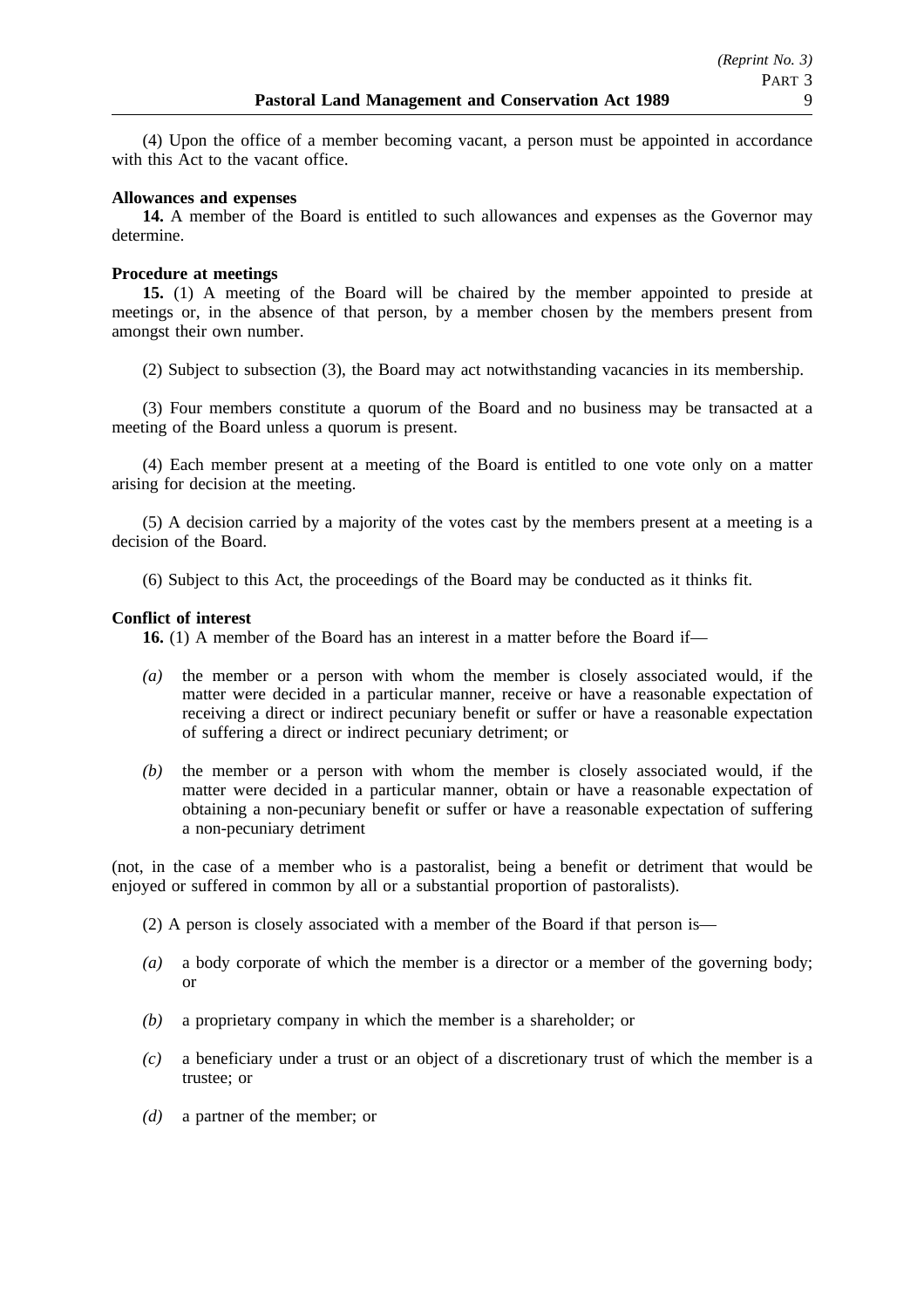(4) Upon the office of a member becoming vacant, a person must be appointed in accordance with this Act to the vacant office.

**Allowances and expenses**

**14.** A member of the Board is entitled to such allowances and expenses as the Governor may determine.

**Procedure at meetings**

**15.** (1) A meeting of the Board will be chaired by the member appointed to preside at meetings or, in the absence of that person, by a member chosen by the members present from amongst their own number.

(2) Subject to subsection (3), the Board may act notwithstanding vacancies in its membership.

(3) Four members constitute a quorum of the Board and no business may be transacted at a meeting of the Board unless a quorum is present.

(4) Each member present at a meeting of the Board is entitled to one vote only on a matter arising for decision at the meeting.

(5) A decision carried by a majority of the votes cast by the members present at a meeting is a decision of the Board.

(6) Subject to this Act, the proceedings of the Board may be conducted as it thinks fit.

**Conflict of interest**

**16.** (1) A member of the Board has an interest in a matter before the Board if—

*(a)* the member or a person with whom the member is closely associated would, if the matter were decided in a particular manner, receive or have a reasonable expectation of receiving a direct or indirect pecuniary benefit or suffer or have a reasonable expectation of suffering a direct or indirect pecuniary detriment; or

*(b)* the member or a person with whom the member is closely associated would, if the matter were decided in a particular manner, obtain or have a reasonable expectation of obtaining a non-pecuniary benefit or suffer or have a reasonable expectation of suffering a non-pecuniary detriment

(not, in the case of a member who is a pastoralist, being a benefit or detriment that would be enjoyed or suffered in common by all or a substantial proportion of pastoralists).

(2) A person is closely associated with a member of the Board if that person is—

*(a)* a body corporate of which the member is a director or a member of the governing body; or

*(b)* a proprietary company in which the member is a shareholder; or

*(c)* a beneficiary under a trust or an object of a discretionary trust of which the member is a trustee; or

*(d)* a partner of the member; or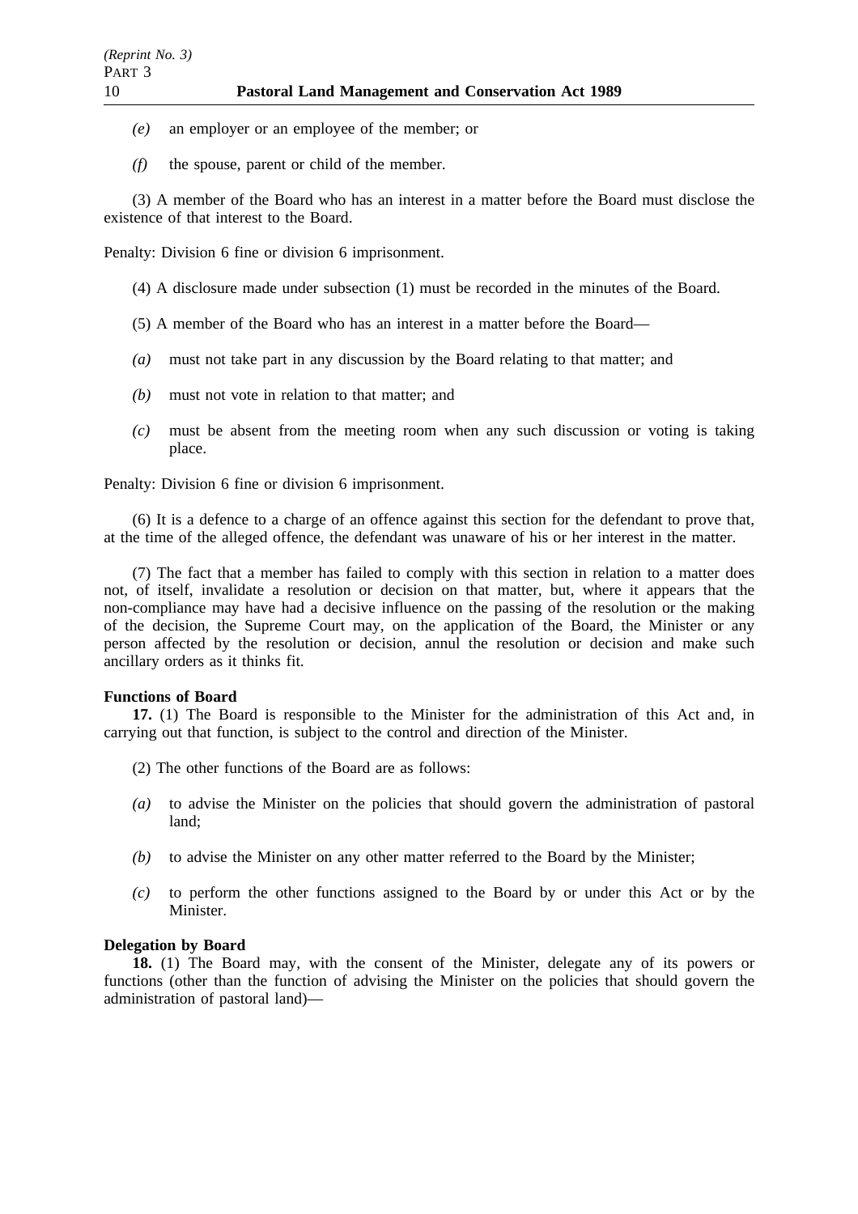*(e)* an employer or an employee of the member; or

*(f)* the spouse, parent or child of the member.

(3) A member of the Board who has an interest in a matter before the Board must disclose the existence of that interest to the Board.

Penalty: Division 6 fine or division 6 imprisonment.

(4) A disclosure made under subsection (1) must be recorded in the minutes of the Board.

(5) A member of the Board who has an interest in a matter before the Board—

*(a)* must not take part in any discussion by the Board relating to that matter; and

*(b)* must not vote in relation to that matter; and

*(c)* must be absent from the meeting room when any such discussion or voting is taking place.

Penalty: Division 6 fine or division 6 imprisonment.

(6) It is a defence to a charge of an offence against this section for the defendant to prove that, at the time of the alleged offence, the defendant was unaware of his or her interest in the matter.

(7) The fact that a member has failed to comply with this section in relation to a matter does not, of itself, invalidate a resolution or decision on that matter, but, where it appears that the non-compliance may have had a decisive influence on the passing of the resolution or the making of the decision, the Supreme Court may, on the application of the Board, the Minister or any person affected by the resolution or decision, annul the resolution or decision and make such ancillary orders as it thinks fit.

**Functions of Board**

**17.** (1) The Board is responsible to the Minister for the administration of this Act and, in carrying out that function, is subject to the control and direction of the Minister.

(2) The other functions of the Board are as follows:

*(a)* to advise the Minister on the policies that should govern the administration of pastoral land;

*(b)* to advise the Minister on any other matter referred to the Board by the Minister;

*(c)* to perform the other functions assigned to the Board by or under this Act or by the Minister.

**Delegation by Board**

**18.** (1) The Board may, with the consent of the Minister, delegate any of its powers or functions (other than the function of advising the Minister on the policies that should govern the administration of pastoral land)—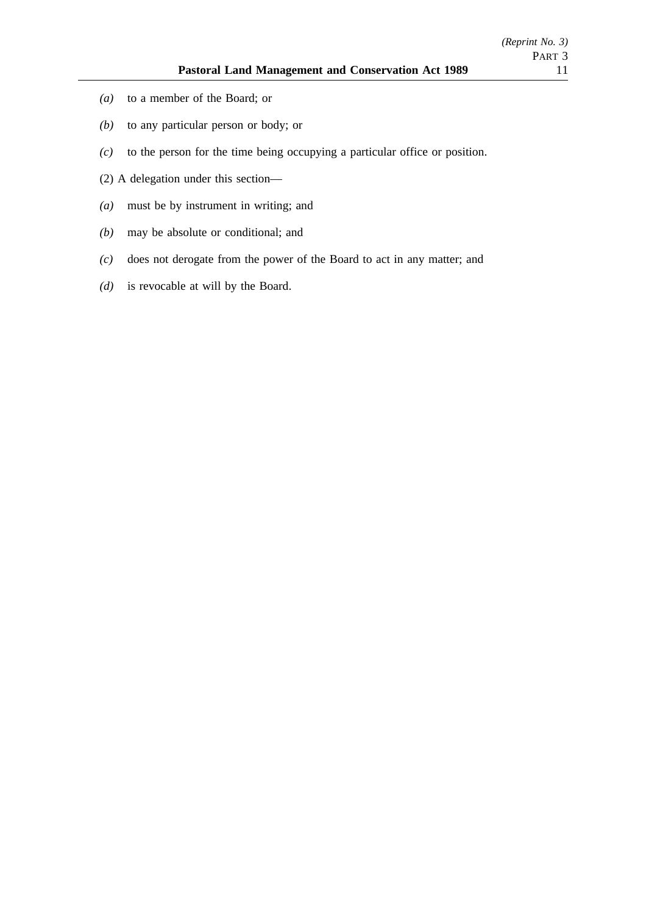*(a)* to a member of the Board; or

*(b)* to any particular person or body; or

*(c)* to the person for the time being occupying a particular office or position.

(2) A delegation under this section—

*(a)* must be by instrument in writing; and

*(b)* may be absolute or conditional; and

*(c)* does not derogate from the power of the Board to act in any matter; and

*(d)* is revocable at will by the Board.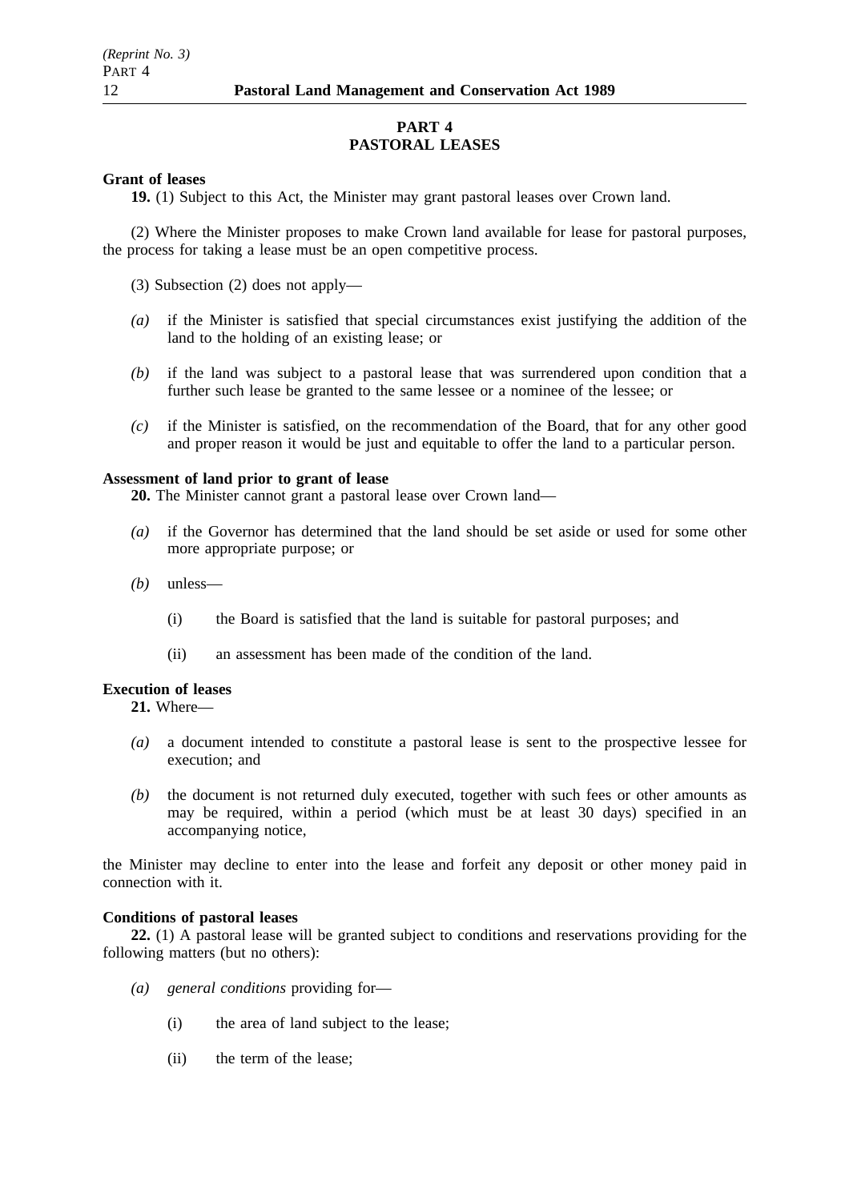# PART 4
# PASTORAL LEASES

**Grant of leases**

**19.** (1) Subject to this Act, the Minister may grant pastoral leases over Crown land.

(2) Where the Minister proposes to make Crown land available for lease for pastoral purposes, the process for taking a lease must be an open competitive process.

(3) Subsection (2) does not apply—

*(a)* if the Minister is satisfied that special circumstances exist justifying the addition of the land to the holding of an existing lease; or

*(b)* if the land was subject to a pastoral lease that was surrendered upon condition that a further such lease be granted to the same lessee or a nominee of the lessee; or

*(c)* if the Minister is satisfied, on the recommendation of the Board, that for any other good and proper reason it would be just and equitable to offer the land to a particular person.

**Assessment of land prior to grant of lease**

**20.** The Minister cannot grant a pastoral lease over Crown land—

*(a)* if the Governor has determined that the land should be set aside or used for some other more appropriate purpose; or

*(b)* unless—

(i) the Board is satisfied that the land is suitable for pastoral purposes; and

(ii) an assessment has been made of the condition of the land.

**Execution of leases**

**21.** Where—

*(a)* a document intended to constitute a pastoral lease is sent to the prospective lessee for execution; and

*(b)* the document is not returned duly executed, together with such fees or other amounts as may be required, within a period (which must be at least 30 days) specified in an accompanying notice,

the Minister may decline to enter into the lease and forfeit any deposit or other money paid in connection with it.

**Conditions of pastoral leases**

**22.** (1) A pastoral lease will be granted subject to conditions and reservations providing for the following matters (but no others):

*(a)* *general conditions* providing for—

(i) the area of land subject to the lease;

(ii) the term of the lease;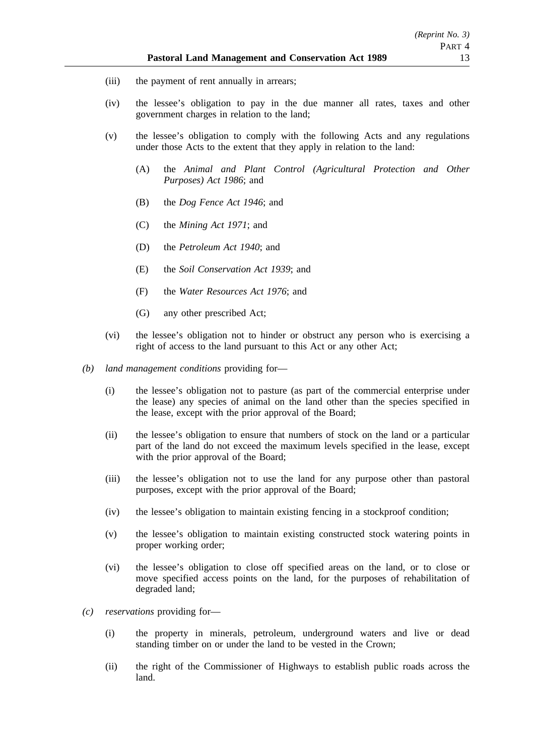(iii) the payment of rent annually in arrears;

(iv) the lessee's obligation to pay in the due manner all rates, taxes and other government charges in relation to the land;

(v) the lessee's obligation to comply with the following Acts and any regulations under those Acts to the extent that they apply in relation to the land:

(A) the *Animal and Plant Control (Agricultural Protection and Other Purposes) Act 1986*; and

(B) the *Dog Fence Act 1946*; and

(C) the *Mining Act 1971*; and

(D) the *Petroleum Act 1940*; and

(E) the *Soil Conservation Act 1939*; and

(F) the *Water Resources Act 1976*; and

(G) any other prescribed Act;

(vi) the lessee's obligation not to hinder or obstruct any person who is exercising a right of access to the land pursuant to this Act or any other Act;

*(b)* *land management conditions* providing for—

(i) the lessee's obligation not to pasture (as part of the commercial enterprise under the lease) any species of animal on the land other than the species specified in the lease, except with the prior approval of the Board;

(ii) the lessee's obligation to ensure that numbers of stock on the land or a particular part of the land do not exceed the maximum levels specified in the lease, except with the prior approval of the Board;

(iii) the lessee's obligation not to use the land for any purpose other than pastoral purposes, except with the prior approval of the Board;

(iv) the lessee's obligation to maintain existing fencing in a stockproof condition;

(v) the lessee's obligation to maintain existing constructed stock watering points in proper working order;

(vi) the lessee's obligation to close off specified areas on the land, or to close or move specified access points on the land, for the purposes of rehabilitation of degraded land;

*(c)* *reservations* providing for—

(i) the property in minerals, petroleum, underground waters and live or dead standing timber on or under the land to be vested in the Crown;

(ii) the right of the Commissioner of Highways to establish public roads across the land.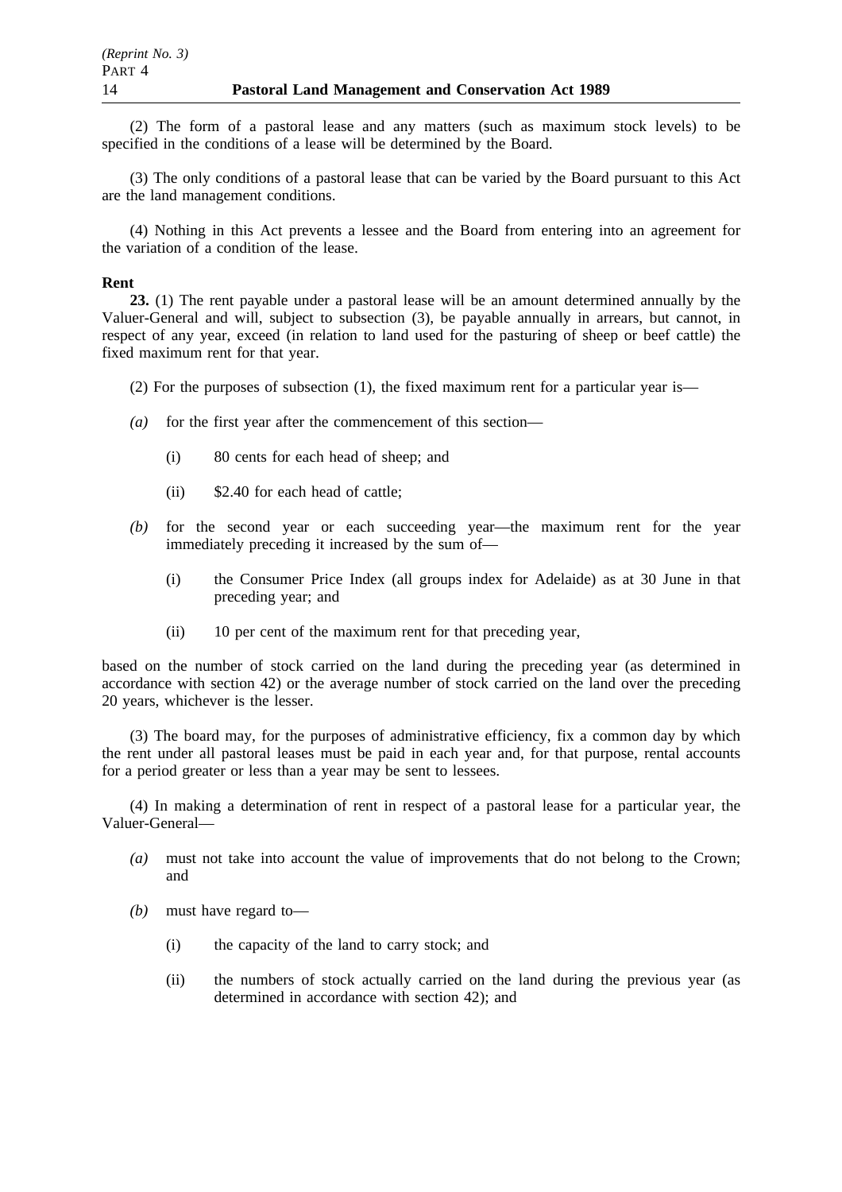(2) The form of a pastoral lease and any matters (such as maximum stock levels) to be specified in the conditions of a lease will be determined by the Board.

(3) The only conditions of a pastoral lease that can be varied by the Board pursuant to this Act are the land management conditions.

(4) Nothing in this Act prevents a lessee and the Board from entering into an agreement for the variation of a condition of the lease.

**Rent**

**23.** (1) The rent payable under a pastoral lease will be an amount determined annually by the Valuer-General and will, subject to subsection (3), be payable annually in arrears, but cannot, in respect of any year, exceed (in relation to land used for the pasturing of sheep or beef cattle) the fixed maximum rent for that year.

(2) For the purposes of subsection (1), the fixed maximum rent for a particular year is—

- *(a)* for the first year after the commencement of this section—
  - (i) 80 cents for each head of sheep; and
  - (ii) $2.40 for each head of cattle;
- *(b)* for the second year or each succeeding year—the maximum rent for the year immediately preceding it increased by the sum of—
  - (i) the Consumer Price Index (all groups index for Adelaide) as at 30 June in that preceding year; and
  - (ii) 10 per cent of the maximum rent for that preceding year,

based on the number of stock carried on the land during the preceding year (as determined in accordance with section 42) or the average number of stock carried on the land over the preceding 20 years, whichever is the lesser.

(3) The board may, for the purposes of administrative efficiency, fix a common day by which the rent under all pastoral leases must be paid in each year and, for that purpose, rental accounts for a period greater or less than a year may be sent to lessees.

(4) In making a determination of rent in respect of a pastoral lease for a particular year, the Valuer-General—

- *(a)* must not take into account the value of improvements that do not belong to the Crown; and
- *(b)* must have regard to—
  - (i) the capacity of the land to carry stock; and
  - (ii) the numbers of stock actually carried on the land during the previous year (as determined in accordance with section 42); and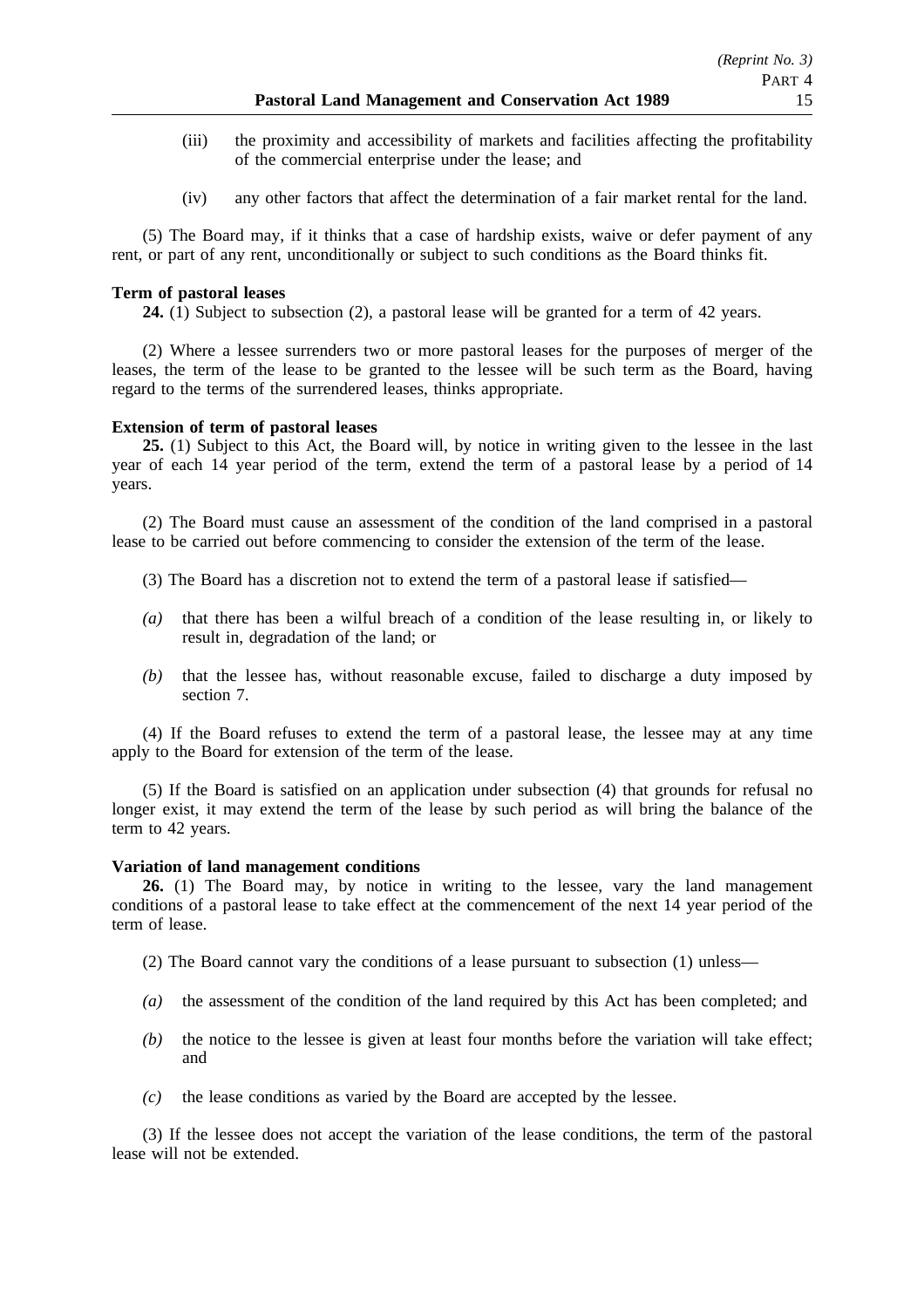(iii) the proximity and accessibility of markets and facilities affecting the profitability of the commercial enterprise under the lease; and

(iv) any other factors that affect the determination of a fair market rental for the land.

(5) The Board may, if it thinks that a case of hardship exists, waive or defer payment of any rent, or part of any rent, unconditionally or subject to such conditions as the Board thinks fit.

**Term of pastoral leases**

**24.** (1) Subject to subsection (2), a pastoral lease will be granted for a term of 42 years.

(2) Where a lessee surrenders two or more pastoral leases for the purposes of merger of the leases, the term of the lease to be granted to the lessee will be such term as the Board, having regard to the terms of the surrendered leases, thinks appropriate.

**Extension of term of pastoral leases**

**25.** (1) Subject to this Act, the Board will, by notice in writing given to the lessee in the last year of each 14 year period of the term, extend the term of a pastoral lease by a period of 14 years.

(2) The Board must cause an assessment of the condition of the land comprised in a pastoral lease to be carried out before commencing to consider the extension of the term of the lease.

(3) The Board has a discretion not to extend the term of a pastoral lease if satisfied—

*(a)* that there has been a wilful breach of a condition of the lease resulting in, or likely to result in, degradation of the land; or

*(b)* that the lessee has, without reasonable excuse, failed to discharge a duty imposed by section 7.

(4) If the Board refuses to extend the term of a pastoral lease, the lessee may at any time apply to the Board for extension of the term of the lease.

(5) If the Board is satisfied on an application under subsection (4) that grounds for refusal no longer exist, it may extend the term of the lease by such period as will bring the balance of the term to 42 years.

**Variation of land management conditions**

**26.** (1) The Board may, by notice in writing to the lessee, vary the land management conditions of a pastoral lease to take effect at the commencement of the next 14 year period of the term of lease.

(2) The Board cannot vary the conditions of a lease pursuant to subsection (1) unless—

*(a)* the assessment of the condition of the land required by this Act has been completed; and

*(b)* the notice to the lessee is given at least four months before the variation will take effect; and

*(c)* the lease conditions as varied by the Board are accepted by the lessee.

(3) If the lessee does not accept the variation of the lease conditions, the term of the pastoral lease will not be extended.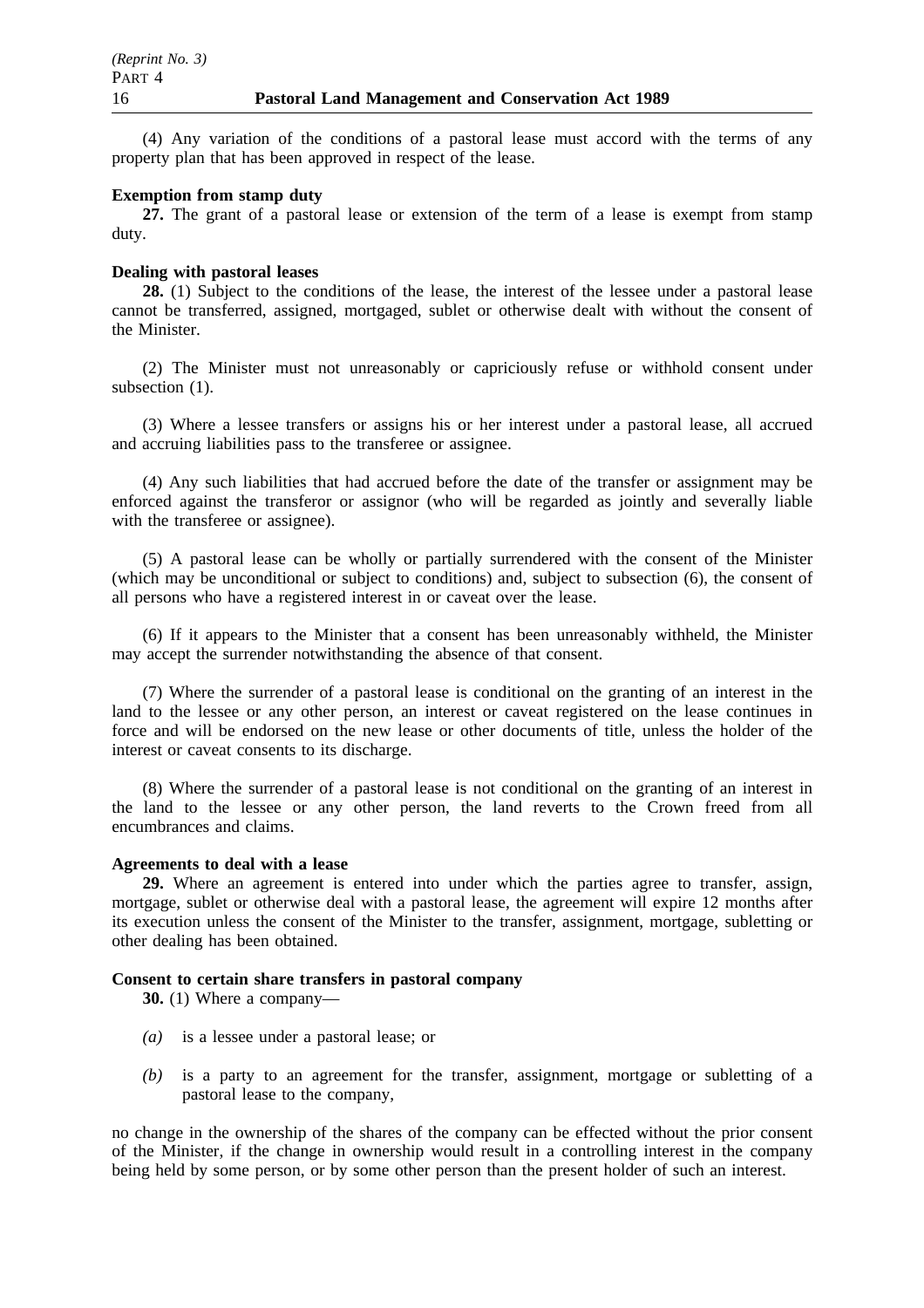(4) Any variation of the conditions of a pastoral lease must accord with the terms of any property plan that has been approved in respect of the lease.

**Exemption from stamp duty**

**27.** The grant of a pastoral lease or extension of the term of a lease is exempt from stamp duty.

**Dealing with pastoral leases**

**28.** (1) Subject to the conditions of the lease, the interest of the lessee under a pastoral lease cannot be transferred, assigned, mortgaged, sublet or otherwise dealt with without the consent of the Minister.

(2) The Minister must not unreasonably or capriciously refuse or withhold consent under subsection (1).

(3) Where a lessee transfers or assigns his or her interest under a pastoral lease, all accrued and accruing liabilities pass to the transferee or assignee.

(4) Any such liabilities that had accrued before the date of the transfer or assignment may be enforced against the transferor or assignor (who will be regarded as jointly and severally liable with the transferee or assignee).

(5) A pastoral lease can be wholly or partially surrendered with the consent of the Minister (which may be unconditional or subject to conditions) and, subject to subsection (6), the consent of all persons who have a registered interest in or caveat over the lease.

(6) If it appears to the Minister that a consent has been unreasonably withheld, the Minister may accept the surrender notwithstanding the absence of that consent.

(7) Where the surrender of a pastoral lease is conditional on the granting of an interest in the land to the lessee or any other person, an interest or caveat registered on the lease continues in force and will be endorsed on the new lease or other documents of title, unless the holder of the interest or caveat consents to its discharge.

(8) Where the surrender of a pastoral lease is not conditional on the granting of an interest in the land to the lessee or any other person, the land reverts to the Crown freed from all encumbrances and claims.

**Agreements to deal with a lease**

**29.** Where an agreement is entered into under which the parties agree to transfer, assign, mortgage, sublet or otherwise deal with a pastoral lease, the agreement will expire 12 months after its execution unless the consent of the Minister to the transfer, assignment, mortgage, subletting or other dealing has been obtained.

**Consent to certain share transfers in pastoral company**

**30.** (1) Where a company—

*(a)* is a lessee under a pastoral lease; or

*(b)* is a party to an agreement for the transfer, assignment, mortgage or subletting of a pastoral lease to the company,

no change in the ownership of the shares of the company can be effected without the prior consent of the Minister, if the change in ownership would result in a controlling interest in the company being held by some person, or by some other person than the present holder of such an interest.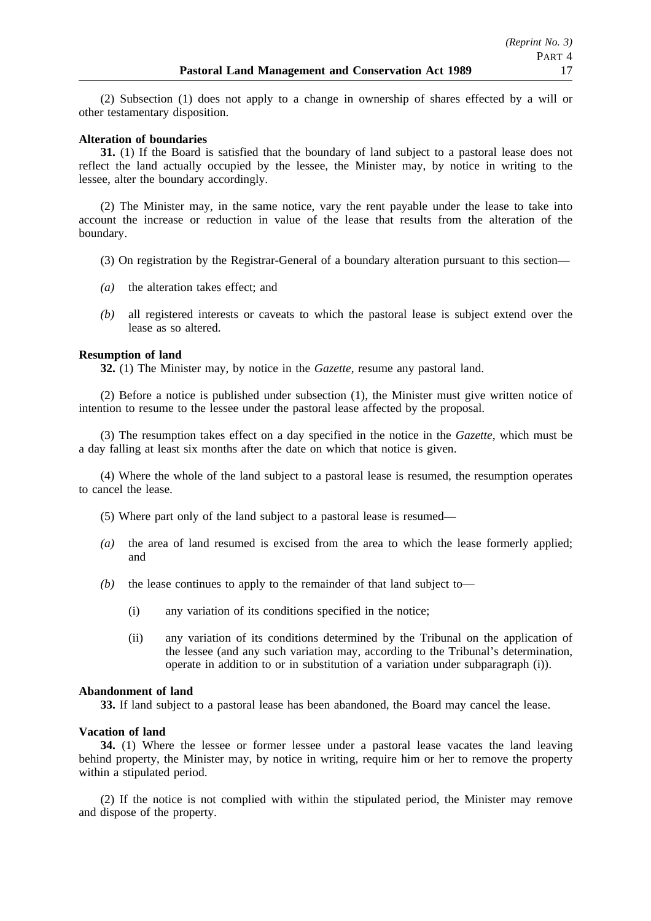(2) Subsection (1) does not apply to a change in ownership of shares effected by a will or other testamentary disposition.

**Alteration of boundaries**

**31.** (1) If the Board is satisfied that the boundary of land subject to a pastoral lease does not reflect the land actually occupied by the lessee, the Minister may, by notice in writing to the lessee, alter the boundary accordingly.

(2) The Minister may, in the same notice, vary the rent payable under the lease to take into account the increase or reduction in value of the lease that results from the alteration of the boundary.

(3) On registration by the Registrar-General of a boundary alteration pursuant to this section—

*(a)* the alteration takes effect; and

*(b)* all registered interests or caveats to which the pastoral lease is subject extend over the lease as so altered.

**Resumption of land**

**32.** (1) The Minister may, by notice in the *Gazette*, resume any pastoral land.

(2) Before a notice is published under subsection (1), the Minister must give written notice of intention to resume to the lessee under the pastoral lease affected by the proposal.

(3) The resumption takes effect on a day specified in the notice in the *Gazette*, which must be a day falling at least six months after the date on which that notice is given.

(4) Where the whole of the land subject to a pastoral lease is resumed, the resumption operates to cancel the lease.

(5) Where part only of the land subject to a pastoral lease is resumed—

*(a)* the area of land resumed is excised from the area to which the lease formerly applied; and

*(b)* the lease continues to apply to the remainder of that land subject to—

(i) any variation of its conditions specified in the notice;

(ii) any variation of its conditions determined by the Tribunal on the application of the lessee (and any such variation may, according to the Tribunal's determination, operate in addition to or in substitution of a variation under subparagraph (i)).

**Abandonment of land**

**33.** If land subject to a pastoral lease has been abandoned, the Board may cancel the lease.

**Vacation of land**

**34.** (1) Where the lessee or former lessee under a pastoral lease vacates the land leaving behind property, the Minister may, by notice in writing, require him or her to remove the property within a stipulated period.

(2) If the notice is not complied with within the stipulated period, the Minister may remove and dispose of the property.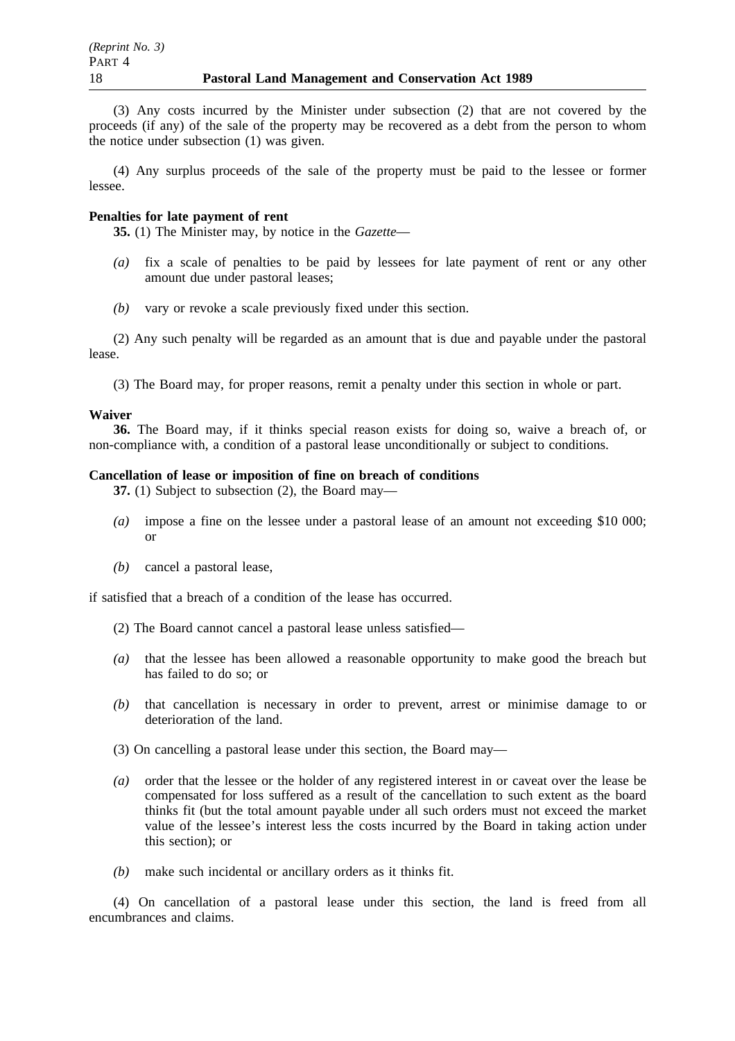(3) Any costs incurred by the Minister under subsection (2) that are not covered by the proceeds (if any) of the sale of the property may be recovered as a debt from the person to whom the notice under subsection (1) was given.

(4) Any surplus proceeds of the sale of the property must be paid to the lessee or former lessee.

**Penalties for late payment of rent**

**35.** (1) The Minister may, by notice in the *Gazette*—

*(a)* fix a scale of penalties to be paid by lessees for late payment of rent or any other amount due under pastoral leases;

*(b)* vary or revoke a scale previously fixed under this section.

(2) Any such penalty will be regarded as an amount that is due and payable under the pastoral lease.

(3) The Board may, for proper reasons, remit a penalty under this section in whole or part.

**Waiver**

**36.** The Board may, if it thinks special reason exists for doing so, waive a breach of, or non-compliance with, a condition of a pastoral lease unconditionally or subject to conditions.

**Cancellation of lease or imposition of fine on breach of conditions**

**37.** (1) Subject to subsection (2), the Board may—

*(a)* impose a fine on the lessee under a pastoral lease of an amount not exceeding $10 000; or

*(b)* cancel a pastoral lease,

if satisfied that a breach of a condition of the lease has occurred.

(2) The Board cannot cancel a pastoral lease unless satisfied—

*(a)* that the lessee has been allowed a reasonable opportunity to make good the breach but has failed to do so; or

*(b)* that cancellation is necessary in order to prevent, arrest or minimise damage to or deterioration of the land.

(3) On cancelling a pastoral lease under this section, the Board may—

*(a)* order that the lessee or the holder of any registered interest in or caveat over the lease be compensated for loss suffered as a result of the cancellation to such extent as the board thinks fit (but the total amount payable under all such orders must not exceed the market value of the lessee's interest less the costs incurred by the Board in taking action under this section); or

*(b)* make such incidental or ancillary orders as it thinks fit.

(4) On cancellation of a pastoral lease under this section, the land is freed from all encumbrances and claims.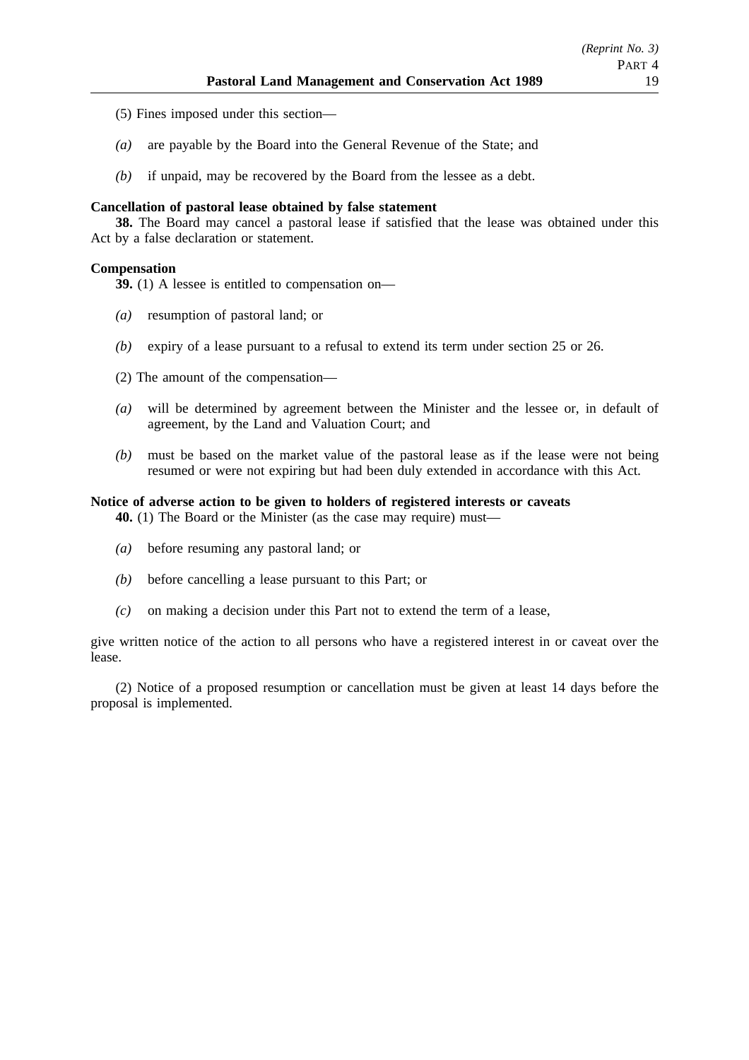(5) Fines imposed under this section—

*(a)* are payable by the Board into the General Revenue of the State; and

*(b)* if unpaid, may be recovered by the Board from the lessee as a debt.

**Cancellation of pastoral lease obtained by false statement**

**38.** The Board may cancel a pastoral lease if satisfied that the lease was obtained under this Act by a false declaration or statement.

**Compensation**

**39.** (1) A lessee is entitled to compensation on—

*(a)* resumption of pastoral land; or

*(b)* expiry of a lease pursuant to a refusal to extend its term under section 25 or 26.

(2) The amount of the compensation—

*(a)* will be determined by agreement between the Minister and the lessee or, in default of agreement, by the Land and Valuation Court; and

*(b)* must be based on the market value of the pastoral lease as if the lease were not being resumed or were not expiring but had been duly extended in accordance with this Act.

**Notice of adverse action to be given to holders of registered interests or caveats**

**40.** (1) The Board or the Minister (as the case may require) must—

*(a)* before resuming any pastoral land; or

*(b)* before cancelling a lease pursuant to this Part; or

*(c)* on making a decision under this Part not to extend the term of a lease,

give written notice of the action to all persons who have a registered interest in or caveat over the lease.

(2) Notice of a proposed resumption or cancellation must be given at least 14 days before the proposal is implemented.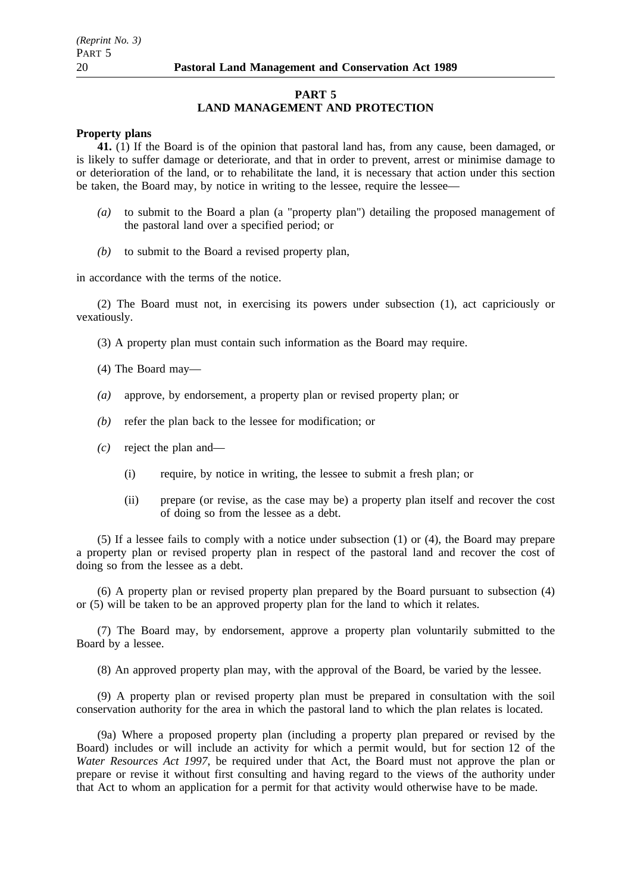## PART 5
## LAND MANAGEMENT AND PROTECTION

**Property plans**

**41.** (1) If the Board is of the opinion that pastoral land has, from any cause, been damaged, or is likely to suffer damage or deteriorate, and that in order to prevent, arrest or minimise damage to or deterioration of the land, or to rehabilitate the land, it is necessary that action under this section be taken, the Board may, by notice in writing to the lessee, require the lessee—

*(a)* to submit to the Board a plan (a "property plan") detailing the proposed management of the pastoral land over a specified period; or

*(b)* to submit to the Board a revised property plan,

in accordance with the terms of the notice.

(2) The Board must not, in exercising its powers under subsection (1), act capriciously or vexatiously.

(3) A property plan must contain such information as the Board may require.

(4) The Board may—

*(a)* approve, by endorsement, a property plan or revised property plan; or

*(b)* refer the plan back to the lessee for modification; or

*(c)* reject the plan and—

(i) require, by notice in writing, the lessee to submit a fresh plan; or

(ii) prepare (or revise, as the case may be) a property plan itself and recover the cost of doing so from the lessee as a debt.

(5) If a lessee fails to comply with a notice under subsection (1) or (4), the Board may prepare a property plan or revised property plan in respect of the pastoral land and recover the cost of doing so from the lessee as a debt.

(6) A property plan or revised property plan prepared by the Board pursuant to subsection (4) or (5) will be taken to be an approved property plan for the land to which it relates.

(7) The Board may, by endorsement, approve a property plan voluntarily submitted to the Board by a lessee.

(8) An approved property plan may, with the approval of the Board, be varied by the lessee.

(9) A property plan or revised property plan must be prepared in consultation with the soil conservation authority for the area in which the pastoral land to which the plan relates is located.

(9a) Where a proposed property plan (including a property plan prepared or revised by the Board) includes or will include an activity for which a permit would, but for section 12 of the *Water Resources Act 1997*, be required under that Act, the Board must not approve the plan or prepare or revise it without first consulting and having regard to the views of the authority under that Act to whom an application for a permit for that activity would otherwise have to be made.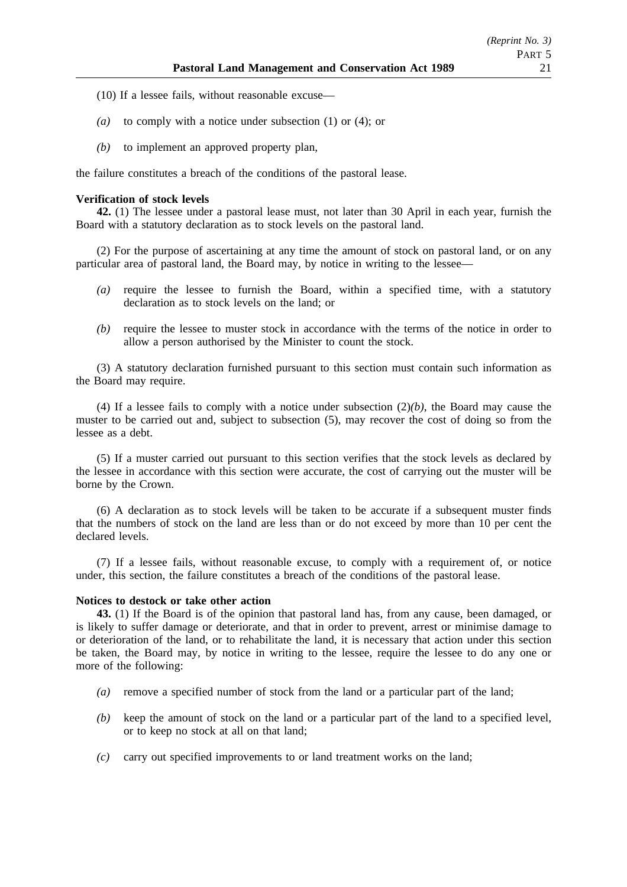(10) If a lessee fails, without reasonable excuse—

*(a)* to comply with a notice under subsection (1) or (4); or

*(b)* to implement an approved property plan,

the failure constitutes a breach of the conditions of the pastoral lease.

**Verification of stock levels**

**42.** (1) The lessee under a pastoral lease must, not later than 30 April in each year, furnish the Board with a statutory declaration as to stock levels on the pastoral land.

(2) For the purpose of ascertaining at any time the amount of stock on pastoral land, or on any particular area of pastoral land, the Board may, by notice in writing to the lessee—

*(a)* require the lessee to furnish the Board, within a specified time, with a statutory declaration as to stock levels on the land; or

*(b)* require the lessee to muster stock in accordance with the terms of the notice in order to allow a person authorised by the Minister to count the stock.

(3) A statutory declaration furnished pursuant to this section must contain such information as the Board may require.

(4) If a lessee fails to comply with a notice under subsection (2)*(b)*, the Board may cause the muster to be carried out and, subject to subsection (5), may recover the cost of doing so from the lessee as a debt.

(5) If a muster carried out pursuant to this section verifies that the stock levels as declared by the lessee in accordance with this section were accurate, the cost of carrying out the muster will be borne by the Crown.

(6) A declaration as to stock levels will be taken to be accurate if a subsequent muster finds that the numbers of stock on the land are less than or do not exceed by more than 10 per cent the declared levels.

(7) If a lessee fails, without reasonable excuse, to comply with a requirement of, or notice under, this section, the failure constitutes a breach of the conditions of the pastoral lease.

**Notices to destock or take other action**

**43.** (1) If the Board is of the opinion that pastoral land has, from any cause, been damaged, or is likely to suffer damage or deteriorate, and that in order to prevent, arrest or minimise damage to or deterioration of the land, or to rehabilitate the land, it is necessary that action under this section be taken, the Board may, by notice in writing to the lessee, require the lessee to do any one or more of the following:

*(a)* remove a specified number of stock from the land or a particular part of the land;

*(b)* keep the amount of stock on the land or a particular part of the land to a specified level, or to keep no stock at all on that land;

*(c)* carry out specified improvements to or land treatment works on the land;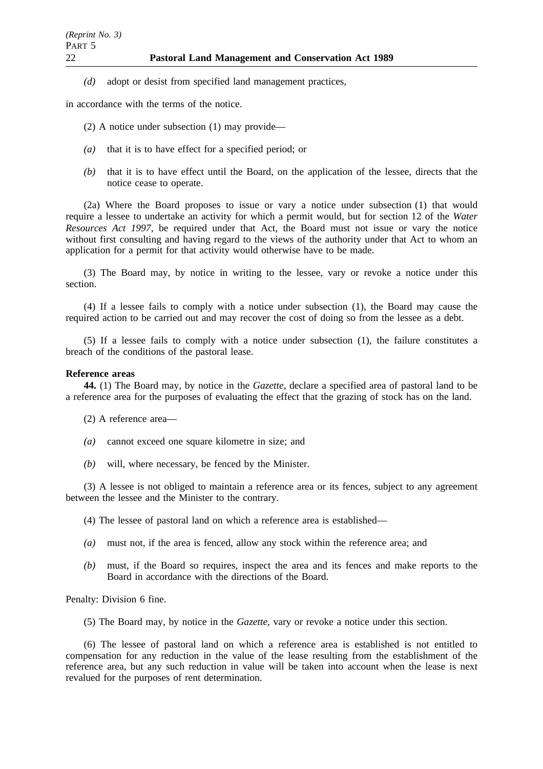*(d)* adopt or desist from specified land management practices,

in accordance with the terms of the notice.

(2) A notice under subsection (1) may provide—

*(a)* that it is to have effect for a specified period; or

*(b)* that it is to have effect until the Board, on the application of the lessee, directs that the notice cease to operate.

(2a) Where the Board proposes to issue or vary a notice under subsection (1) that would require a lessee to undertake an activity for which a permit would, but for section 12 of the *Water Resources Act 1997*, be required under that Act, the Board must not issue or vary the notice without first consulting and having regard to the views of the authority under that Act to whom an application for a permit for that activity would otherwise have to be made.

(3) The Board may, by notice in writing to the lessee, vary or revoke a notice under this section.

(4) If a lessee fails to comply with a notice under subsection (1), the Board may cause the required action to be carried out and may recover the cost of doing so from the lessee as a debt.

(5) If a lessee fails to comply with a notice under subsection (1), the failure constitutes a breach of the conditions of the pastoral lease.

**Reference areas**

**44.** (1) The Board may, by notice in the *Gazette*, declare a specified area of pastoral land to be a reference area for the purposes of evaluating the effect that the grazing of stock has on the land.

(2) A reference area—

*(a)* cannot exceed one square kilometre in size; and

*(b)* will, where necessary, be fenced by the Minister.

(3) A lessee is not obliged to maintain a reference area or its fences, subject to any agreement between the lessee and the Minister to the contrary.

(4) The lessee of pastoral land on which a reference area is established—

*(a)* must not, if the area is fenced, allow any stock within the reference area; and

*(b)* must, if the Board so requires, inspect the area and its fences and make reports to the Board in accordance with the directions of the Board.

Penalty: Division 6 fine.

(5) The Board may, by notice in the *Gazette*, vary or revoke a notice under this section.

(6) The lessee of pastoral land on which a reference area is established is not entitled to compensation for any reduction in the value of the lease resulting from the establishment of the reference area, but any such reduction in value will be taken into account when the lease is next revalued for the purposes of rent determination.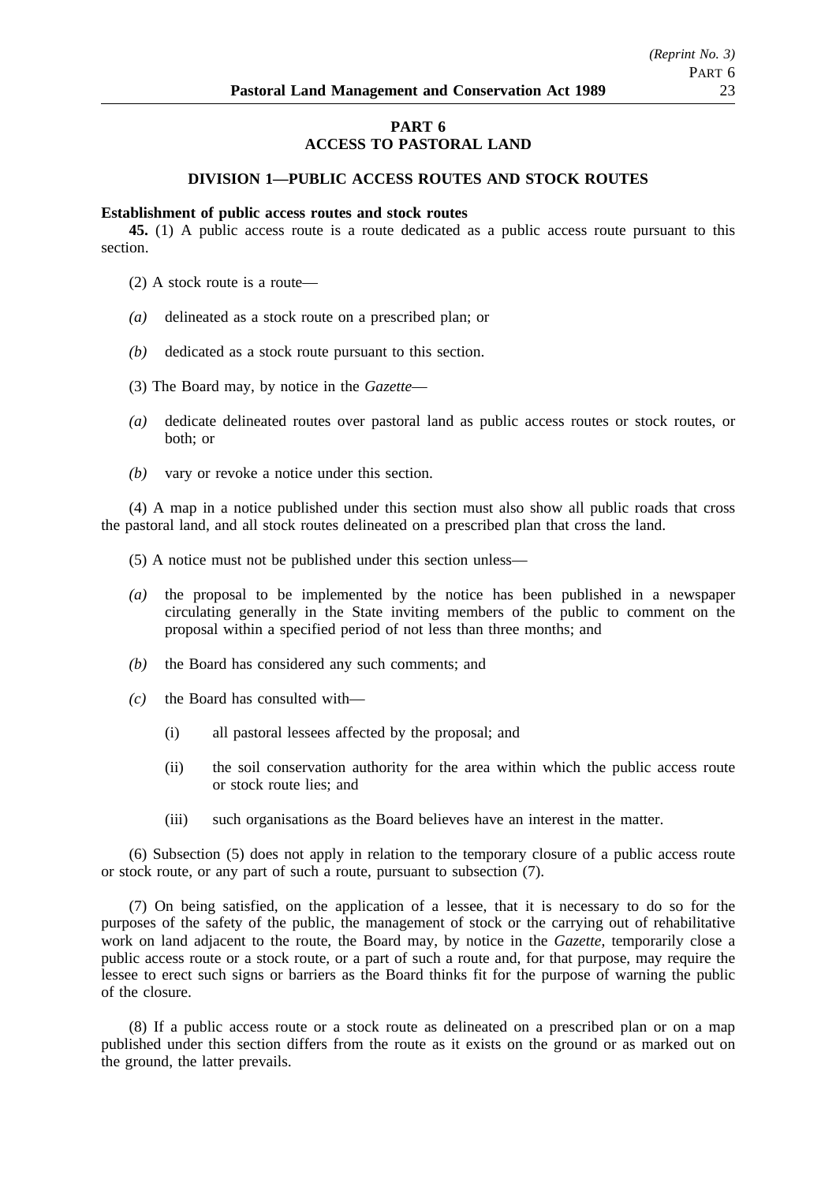## PART 6
## ACCESS TO PASTORAL LAND

### DIVISION 1—PUBLIC ACCESS ROUTES AND STOCK ROUTES

**Establishment of public access routes and stock routes**

**45.** (1) A public access route is a route dedicated as a public access route pursuant to this section.

(2) A stock route is a route—

*(a)* delineated as a stock route on a prescribed plan; or

*(b)* dedicated as a stock route pursuant to this section.

(3) The Board may, by notice in the *Gazette*—

*(a)* dedicate delineated routes over pastoral land as public access routes or stock routes, or both; or

*(b)* vary or revoke a notice under this section.

(4) A map in a notice published under this section must also show all public roads that cross the pastoral land, and all stock routes delineated on a prescribed plan that cross the land.

(5) A notice must not be published under this section unless—

*(a)* the proposal to be implemented by the notice has been published in a newspaper circulating generally in the State inviting members of the public to comment on the proposal within a specified period of not less than three months; and

*(b)* the Board has considered any such comments; and

*(c)* the Board has consulted with—

(i) all pastoral lessees affected by the proposal; and

(ii) the soil conservation authority for the area within which the public access route or stock route lies; and

(iii) such organisations as the Board believes have an interest in the matter.

(6) Subsection (5) does not apply in relation to the temporary closure of a public access route or stock route, or any part of such a route, pursuant to subsection (7).

(7) On being satisfied, on the application of a lessee, that it is necessary to do so for the purposes of the safety of the public, the management of stock or the carrying out of rehabilitative work on land adjacent to the route, the Board may, by notice in the *Gazette*, temporarily close a public access route or a stock route, or a part of such a route and, for that purpose, may require the lessee to erect such signs or barriers as the Board thinks fit for the purpose of warning the public of the closure.

(8) If a public access route or a stock route as delineated on a prescribed plan or on a map published under this section differs from the route as it exists on the ground or as marked out on the ground, the latter prevails.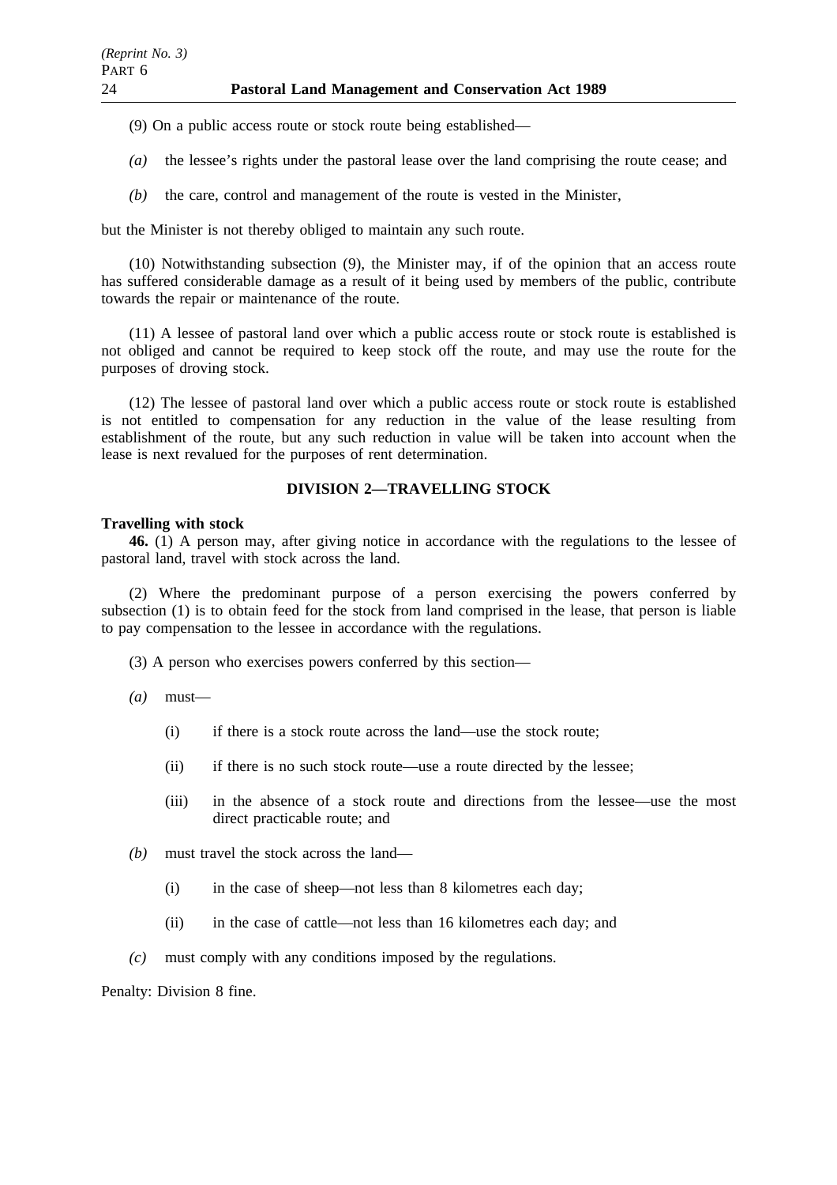(9) On a public access route or stock route being established—

*(a)* the lessee's rights under the pastoral lease over the land comprising the route cease; and

*(b)* the care, control and management of the route is vested in the Minister,

but the Minister is not thereby obliged to maintain any such route.

(10) Notwithstanding subsection (9), the Minister may, if of the opinion that an access route has suffered considerable damage as a result of it being used by members of the public, contribute towards the repair or maintenance of the route.

(11) A lessee of pastoral land over which a public access route or stock route is established is not obliged and cannot be required to keep stock off the route, and may use the route for the purposes of droving stock.

(12) The lessee of pastoral land over which a public access route or stock route is established is not entitled to compensation for any reduction in the value of the lease resulting from establishment of the route, but any such reduction in value will be taken into account when the lease is next revalued for the purposes of rent determination.

## DIVISION 2—TRAVELLING STOCK

**Travelling with stock**

**46.** (1) A person may, after giving notice in accordance with the regulations to the lessee of pastoral land, travel with stock across the land.

(2) Where the predominant purpose of a person exercising the powers conferred by subsection (1) is to obtain feed for the stock from land comprised in the lease, that person is liable to pay compensation to the lessee in accordance with the regulations.

(3) A person who exercises powers conferred by this section—

*(a)* must—

(i) if there is a stock route across the land—use the stock route;

(ii) if there is no such stock route—use a route directed by the lessee;

(iii) in the absence of a stock route and directions from the lessee—use the most direct practicable route; and

*(b)* must travel the stock across the land—

(i) in the case of sheep—not less than 8 kilometres each day;

(ii) in the case of cattle—not less than 16 kilometres each day; and

*(c)* must comply with any conditions imposed by the regulations.

Penalty: Division 8 fine.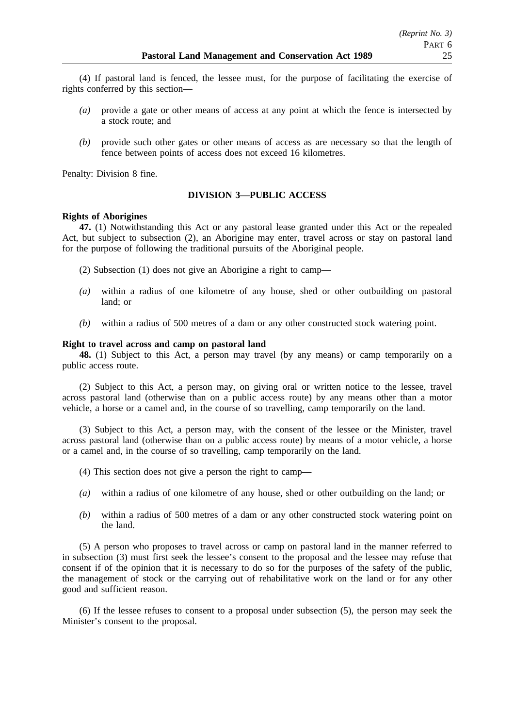(4) If pastoral land is fenced, the lessee must, for the purpose of facilitating the exercise of rights conferred by this section—

*(a)* provide a gate or other means of access at any point at which the fence is intersected by a stock route; and

*(b)* provide such other gates or other means of access as are necessary so that the length of fence between points of access does not exceed 16 kilometres.

Penalty: Division 8 fine.

## DIVISION 3—PUBLIC ACCESS

**Rights of Aborigines**

**47.** (1) Notwithstanding this Act or any pastoral lease granted under this Act or the repealed Act, but subject to subsection (2), an Aborigine may enter, travel across or stay on pastoral land for the purpose of following the traditional pursuits of the Aboriginal people.

(2) Subsection (1) does not give an Aborigine a right to camp—

*(a)* within a radius of one kilometre of any house, shed or other outbuilding on pastoral land; or

*(b)* within a radius of 500 metres of a dam or any other constructed stock watering point.

**Right to travel across and camp on pastoral land**

**48.** (1) Subject to this Act, a person may travel (by any means) or camp temporarily on a public access route.

(2) Subject to this Act, a person may, on giving oral or written notice to the lessee, travel across pastoral land (otherwise than on a public access route) by any means other than a motor vehicle, a horse or a camel and, in the course of so travelling, camp temporarily on the land.

(3) Subject to this Act, a person may, with the consent of the lessee or the Minister, travel across pastoral land (otherwise than on a public access route) by means of a motor vehicle, a horse or a camel and, in the course of so travelling, camp temporarily on the land.

(4) This section does not give a person the right to camp—

*(a)* within a radius of one kilometre of any house, shed or other outbuilding on the land; or

*(b)* within a radius of 500 metres of a dam or any other constructed stock watering point on the land.

(5) A person who proposes to travel across or camp on pastoral land in the manner referred to in subsection (3) must first seek the lessee's consent to the proposal and the lessee may refuse that consent if of the opinion that it is necessary to do so for the purposes of the safety of the public, the management of stock or the carrying out of rehabilitative work on the land or for any other good and sufficient reason.

(6) If the lessee refuses to consent to a proposal under subsection (5), the person may seek the Minister's consent to the proposal.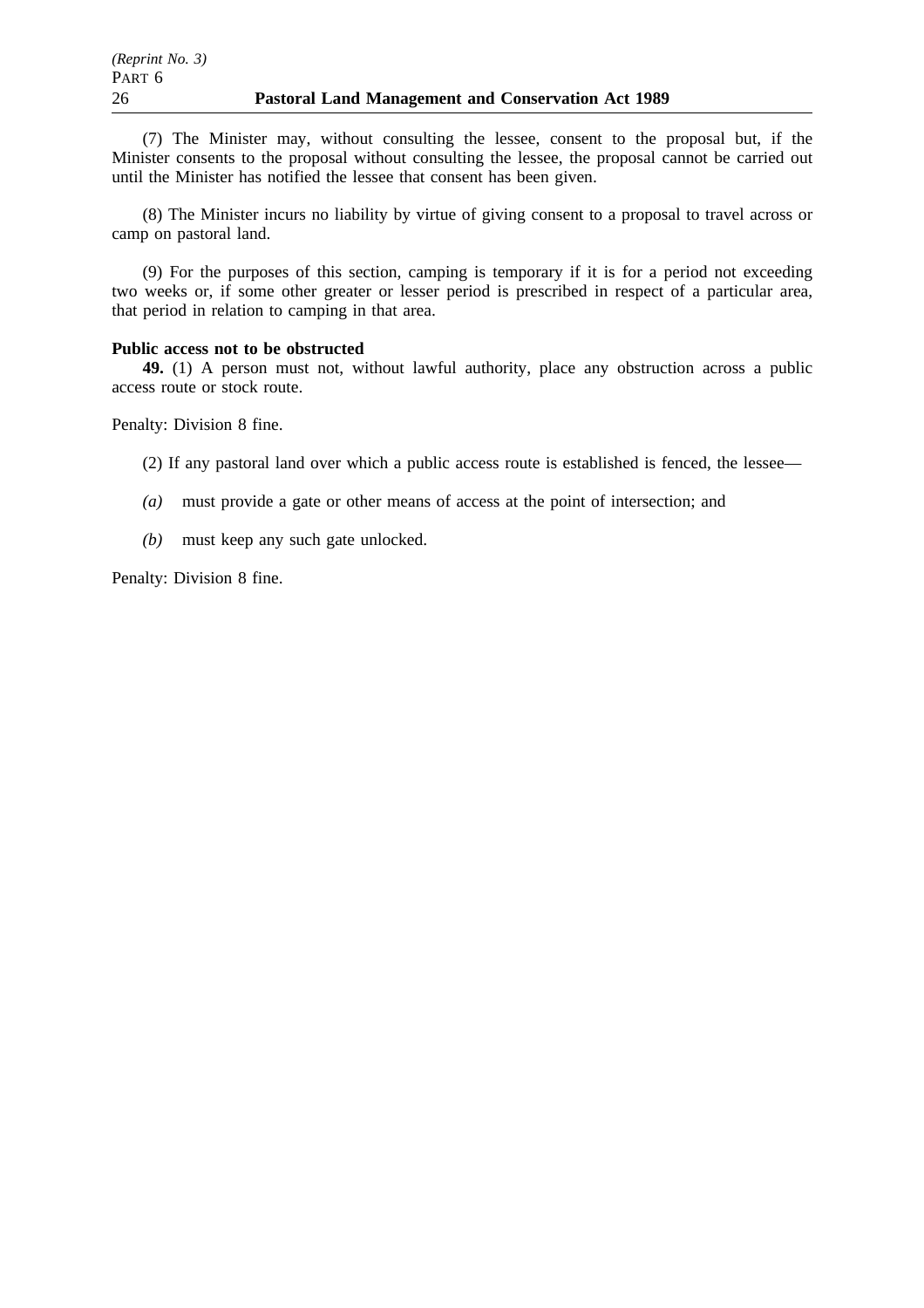(7) The Minister may, without consulting the lessee, consent to the proposal but, if the Minister consents to the proposal without consulting the lessee, the proposal cannot be carried out until the Minister has notified the lessee that consent has been given.

(8) The Minister incurs no liability by virtue of giving consent to a proposal to travel across or camp on pastoral land.

(9) For the purposes of this section, camping is temporary if it is for a period not exceeding two weeks or, if some other greater or lesser period is prescribed in respect of a particular area, that period in relation to camping in that area.

**Public access not to be obstructed**

**49.** (1) A person must not, without lawful authority, place any obstruction across a public access route or stock route.

Penalty: Division 8 fine.

(2) If any pastoral land over which a public access route is established is fenced, the lessee—

*(a)* must provide a gate or other means of access at the point of intersection; and

*(b)* must keep any such gate unlocked.

Penalty: Division 8 fine.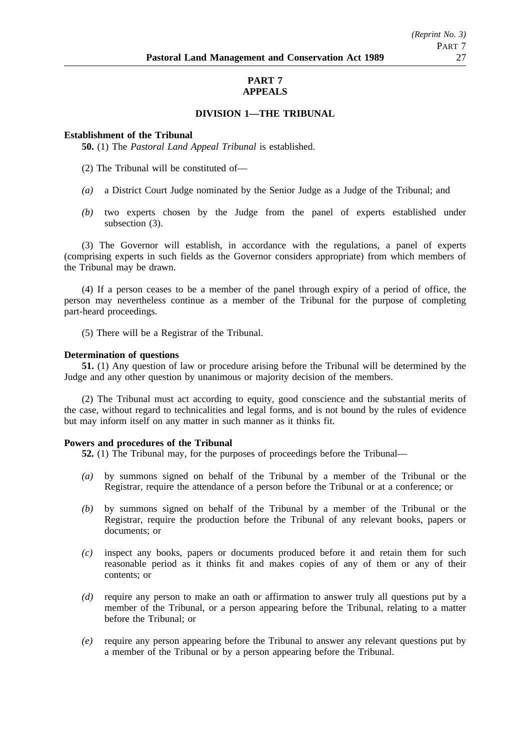# PART 7
# APPEALS

## DIVISION 1—THE TRIBUNAL

**Establishment of the Tribunal**

**50.** (1) The *Pastoral Land Appeal Tribunal* is established.

(2) The Tribunal will be constituted of—

*(a)* a District Court Judge nominated by the Senior Judge as a Judge of the Tribunal; and

*(b)* two experts chosen by the Judge from the panel of experts established under subsection (3).

(3) The Governor will establish, in accordance with the regulations, a panel of experts (comprising experts in such fields as the Governor considers appropriate) from which members of the Tribunal may be drawn.

(4) If a person ceases to be a member of the panel through expiry of a period of office, the person may nevertheless continue as a member of the Tribunal for the purpose of completing part-heard proceedings.

(5) There will be a Registrar of the Tribunal.

**Determination of questions**

**51.** (1) Any question of law or procedure arising before the Tribunal will be determined by the Judge and any other question by unanimous or majority decision of the members.

(2) The Tribunal must act according to equity, good conscience and the substantial merits of the case, without regard to technicalities and legal forms, and is not bound by the rules of evidence but may inform itself on any matter in such manner as it thinks fit.

**Powers and procedures of the Tribunal**

**52.** (1) The Tribunal may, for the purposes of proceedings before the Tribunal—

*(a)* by summons signed on behalf of the Tribunal by a member of the Tribunal or the Registrar, require the attendance of a person before the Tribunal or at a conference; or

*(b)* by summons signed on behalf of the Tribunal by a member of the Tribunal or the Registrar, require the production before the Tribunal of any relevant books, papers or documents; or

*(c)* inspect any books, papers or documents produced before it and retain them for such reasonable period as it thinks fit and makes copies of any of them or any of their contents; or

*(d)* require any person to make an oath or affirmation to answer truly all questions put by a member of the Tribunal, or a person appearing before the Tribunal, relating to a matter before the Tribunal; or

*(e)* require any person appearing before the Tribunal to answer any relevant questions put by a member of the Tribunal or by a person appearing before the Tribunal.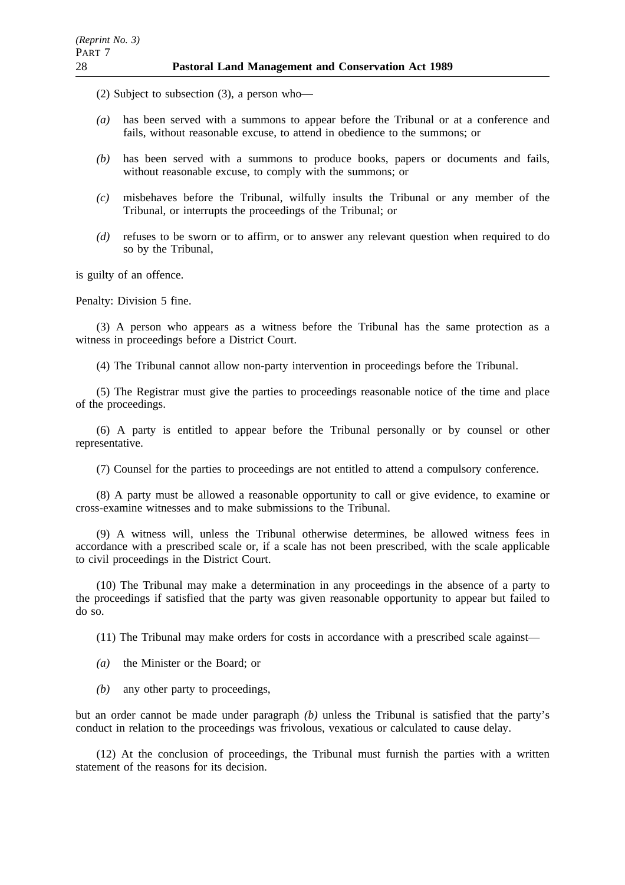(2) Subject to subsection (3), a person who—

*(a)* has been served with a summons to appear before the Tribunal or at a conference and fails, without reasonable excuse, to attend in obedience to the summons; or

*(b)* has been served with a summons to produce books, papers or documents and fails, without reasonable excuse, to comply with the summons; or

*(c)* misbehaves before the Tribunal, wilfully insults the Tribunal or any member of the Tribunal, or interrupts the proceedings of the Tribunal; or

*(d)* refuses to be sworn or to affirm, or to answer any relevant question when required to do so by the Tribunal,

is guilty of an offence.

Penalty: Division 5 fine.

(3) A person who appears as a witness before the Tribunal has the same protection as a witness in proceedings before a District Court.

(4) The Tribunal cannot allow non-party intervention in proceedings before the Tribunal.

(5) The Registrar must give the parties to proceedings reasonable notice of the time and place of the proceedings.

(6) A party is entitled to appear before the Tribunal personally or by counsel or other representative.

(7) Counsel for the parties to proceedings are not entitled to attend a compulsory conference.

(8) A party must be allowed a reasonable opportunity to call or give evidence, to examine or cross-examine witnesses and to make submissions to the Tribunal.

(9) A witness will, unless the Tribunal otherwise determines, be allowed witness fees in accordance with a prescribed scale or, if a scale has not been prescribed, with the scale applicable to civil proceedings in the District Court.

(10) The Tribunal may make a determination in any proceedings in the absence of a party to the proceedings if satisfied that the party was given reasonable opportunity to appear but failed to do so.

(11) The Tribunal may make orders for costs in accordance with a prescribed scale against—

*(a)* the Minister or the Board; or

*(b)* any other party to proceedings,

but an order cannot be made under paragraph *(b)* unless the Tribunal is satisfied that the party's conduct in relation to the proceedings was frivolous, vexatious or calculated to cause delay.

(12) At the conclusion of proceedings, the Tribunal must furnish the parties with a written statement of the reasons for its decision.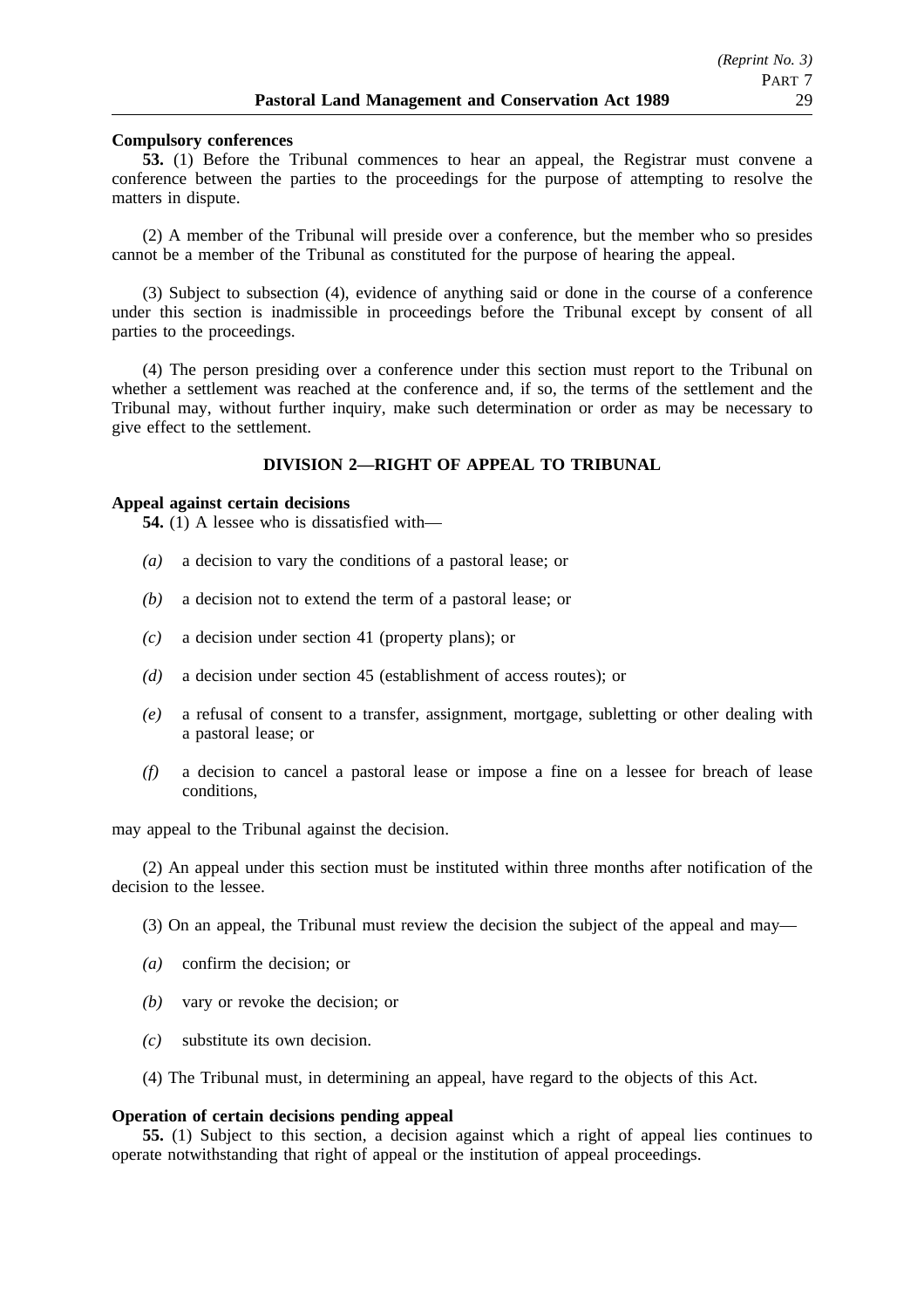**Compulsory conferences**

**53.** (1) Before the Tribunal commences to hear an appeal, the Registrar must convene a conference between the parties to the proceedings for the purpose of attempting to resolve the matters in dispute.

(2) A member of the Tribunal will preside over a conference, but the member who so presides cannot be a member of the Tribunal as constituted for the purpose of hearing the appeal.

(3) Subject to subsection (4), evidence of anything said or done in the course of a conference under this section is inadmissible in proceedings before the Tribunal except by consent of all parties to the proceedings.

(4) The person presiding over a conference under this section must report to the Tribunal on whether a settlement was reached at the conference and, if so, the terms of the settlement and the Tribunal may, without further inquiry, make such determination or order as may be necessary to give effect to the settlement.

## DIVISION 2—RIGHT OF APPEAL TO TRIBUNAL

**Appeal against certain decisions**

**54.** (1) A lessee who is dissatisfied with—

*(a)* a decision to vary the conditions of a pastoral lease; or

*(b)* a decision not to extend the term of a pastoral lease; or

*(c)* a decision under section 41 (property plans); or

*(d)* a decision under section 45 (establishment of access routes); or

*(e)* a refusal of consent to a transfer, assignment, mortgage, subletting or other dealing with a pastoral lease; or

*(f)* a decision to cancel a pastoral lease or impose a fine on a lessee for breach of lease conditions,

may appeal to the Tribunal against the decision.

(2) An appeal under this section must be instituted within three months after notification of the decision to the lessee.

(3) On an appeal, the Tribunal must review the decision the subject of the appeal and may—

*(a)* confirm the decision; or

*(b)* vary or revoke the decision; or

*(c)* substitute its own decision.

(4) The Tribunal must, in determining an appeal, have regard to the objects of this Act.

**Operation of certain decisions pending appeal**

**55.** (1) Subject to this section, a decision against which a right of appeal lies continues to operate notwithstanding that right of appeal or the institution of appeal proceedings.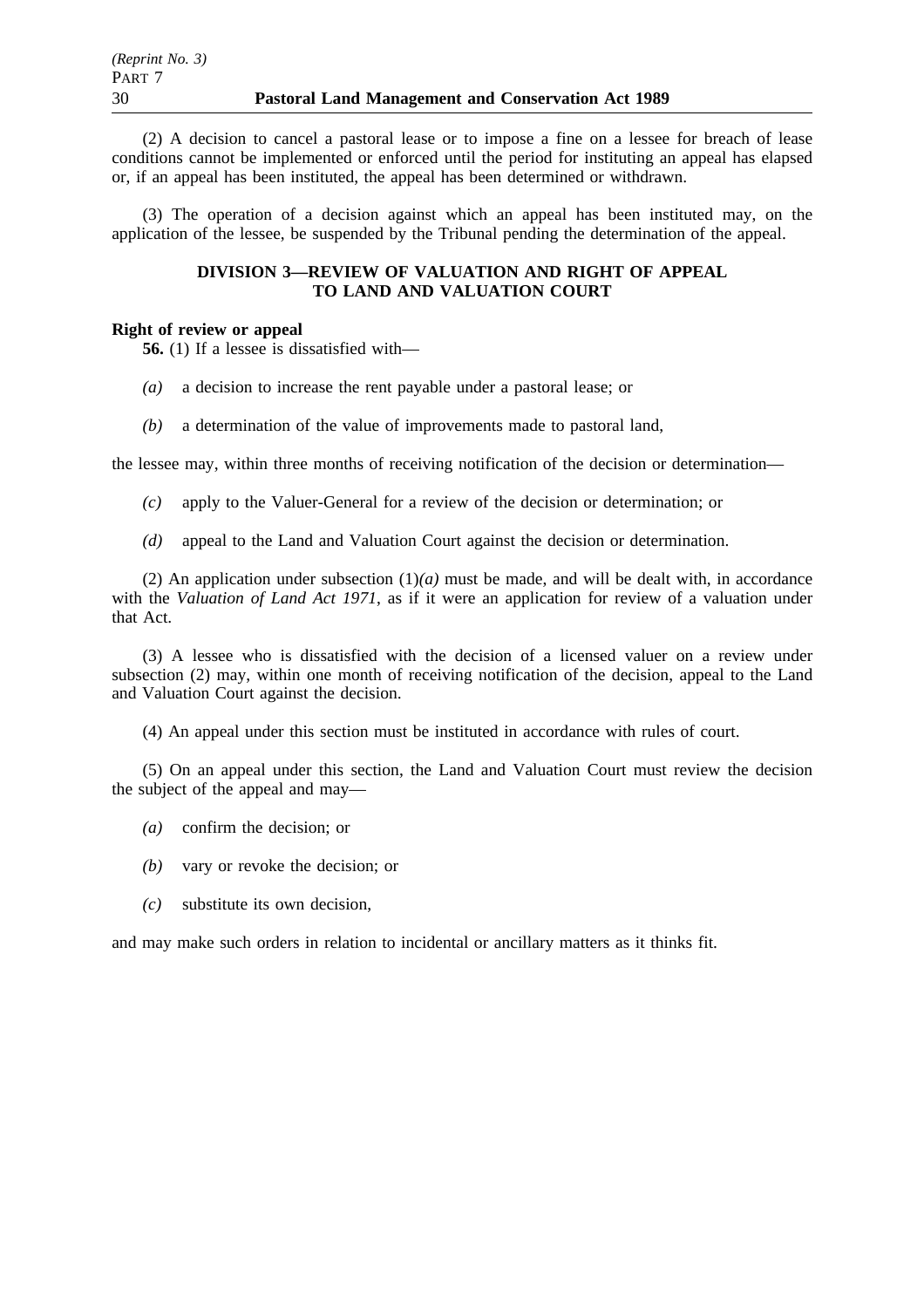(2) A decision to cancel a pastoral lease or to impose a fine on a lessee for breach of lease conditions cannot be implemented or enforced until the period for instituting an appeal has elapsed or, if an appeal has been instituted, the appeal has been determined or withdrawn.

(3) The operation of a decision against which an appeal has been instituted may, on the application of the lessee, be suspended by the Tribunal pending the determination of the appeal.

## DIVISION 3—REVIEW OF VALUATION AND RIGHT OF APPEAL TO LAND AND VALUATION COURT

**Right of review or appeal**

**56.** (1) If a lessee is dissatisfied with—

*(a)* a decision to increase the rent payable under a pastoral lease; or

*(b)* a determination of the value of improvements made to pastoral land,

the lessee may, within three months of receiving notification of the decision or determination—

*(c)* apply to the Valuer-General for a review of the decision or determination; or

*(d)* appeal to the Land and Valuation Court against the decision or determination.

(2) An application under subsection (1)*(a)* must be made, and will be dealt with, in accordance with the *Valuation of Land Act 1971*, as if it were an application for review of a valuation under that Act.

(3) A lessee who is dissatisfied with the decision of a licensed valuer on a review under subsection (2) may, within one month of receiving notification of the decision, appeal to the Land and Valuation Court against the decision.

(4) An appeal under this section must be instituted in accordance with rules of court.

(5) On an appeal under this section, the Land and Valuation Court must review the decision the subject of the appeal and may—

*(a)* confirm the decision; or

*(b)* vary or revoke the decision; or

*(c)* substitute its own decision,

and may make such orders in relation to incidental or ancillary matters as it thinks fit.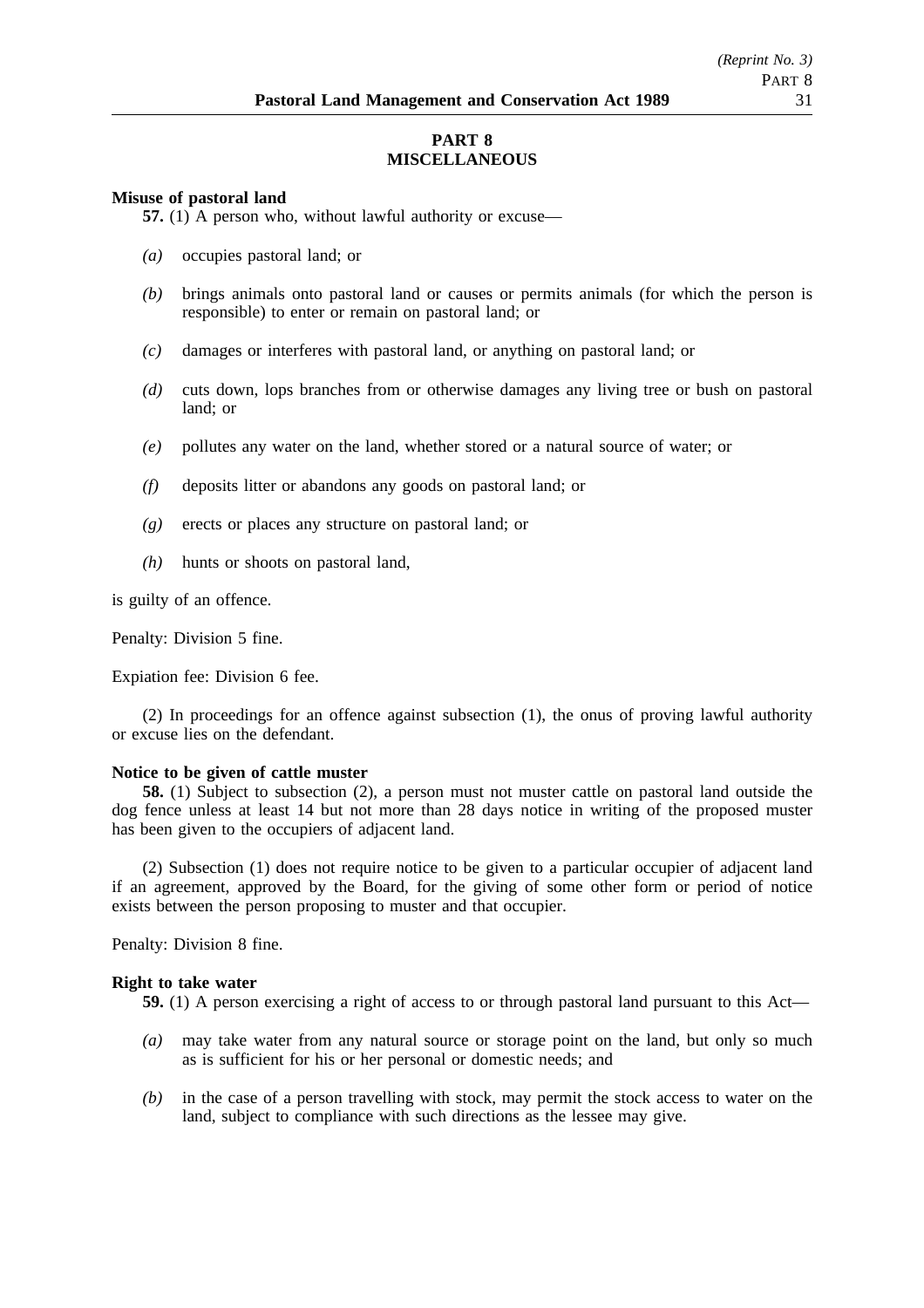# PART 8
# MISCELLANEOUS

**Misuse of pastoral land**

**57.** (1) A person who, without lawful authority or excuse—

*(a)* occupies pastoral land; or

*(b)* brings animals onto pastoral land or causes or permits animals (for which the person is responsible) to enter or remain on pastoral land; or

*(c)* damages or interferes with pastoral land, or anything on pastoral land; or

*(d)* cuts down, lops branches from or otherwise damages any living tree or bush on pastoral land; or

*(e)* pollutes any water on the land, whether stored or a natural source of water; or

*(f)* deposits litter or abandons any goods on pastoral land; or

*(g)* erects or places any structure on pastoral land; or

*(h)* hunts or shoots on pastoral land,

is guilty of an offence.

Penalty: Division 5 fine.

Expiation fee: Division 6 fee.

(2) In proceedings for an offence against subsection (1), the onus of proving lawful authority or excuse lies on the defendant.

**Notice to be given of cattle muster**

**58.** (1) Subject to subsection (2), a person must not muster cattle on pastoral land outside the dog fence unless at least 14 but not more than 28 days notice in writing of the proposed muster has been given to the occupiers of adjacent land.

(2) Subsection (1) does not require notice to be given to a particular occupier of adjacent land if an agreement, approved by the Board, for the giving of some other form or period of notice exists between the person proposing to muster and that occupier.

Penalty: Division 8 fine.

**Right to take water**

**59.** (1) A person exercising a right of access to or through pastoral land pursuant to this Act—

*(a)* may take water from any natural source or storage point on the land, but only so much as is sufficient for his or her personal or domestic needs; and

*(b)* in the case of a person travelling with stock, may permit the stock access to water on the land, subject to compliance with such directions as the lessee may give.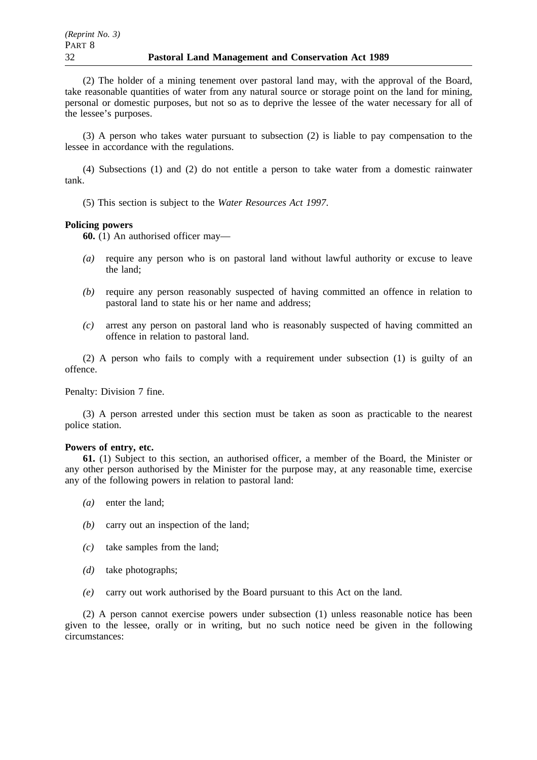(2) The holder of a mining tenement over pastoral land may, with the approval of the Board, take reasonable quantities of water from any natural source or storage point on the land for mining, personal or domestic purposes, but not so as to deprive the lessee of the water necessary for all of the lessee's purposes.

(3) A person who takes water pursuant to subsection (2) is liable to pay compensation to the lessee in accordance with the regulations.

(4) Subsections (1) and (2) do not entitle a person to take water from a domestic rainwater tank.

(5) This section is subject to the *Water Resources Act 1997*.

**Policing powers**

**60.** (1) An authorised officer may—

*(a)* require any person who is on pastoral land without lawful authority or excuse to leave the land;

*(b)* require any person reasonably suspected of having committed an offence in relation to pastoral land to state his or her name and address;

*(c)* arrest any person on pastoral land who is reasonably suspected of having committed an offence in relation to pastoral land.

(2) A person who fails to comply with a requirement under subsection (1) is guilty of an offence.

Penalty: Division 7 fine.

(3) A person arrested under this section must be taken as soon as practicable to the nearest police station.

**Powers of entry, etc.**

**61.** (1) Subject to this section, an authorised officer, a member of the Board, the Minister or any other person authorised by the Minister for the purpose may, at any reasonable time, exercise any of the following powers in relation to pastoral land:

*(a)* enter the land;

*(b)* carry out an inspection of the land;

*(c)* take samples from the land;

*(d)* take photographs;

*(e)* carry out work authorised by the Board pursuant to this Act on the land.

(2) A person cannot exercise powers under subsection (1) unless reasonable notice has been given to the lessee, orally or in writing, but no such notice need be given in the following circumstances: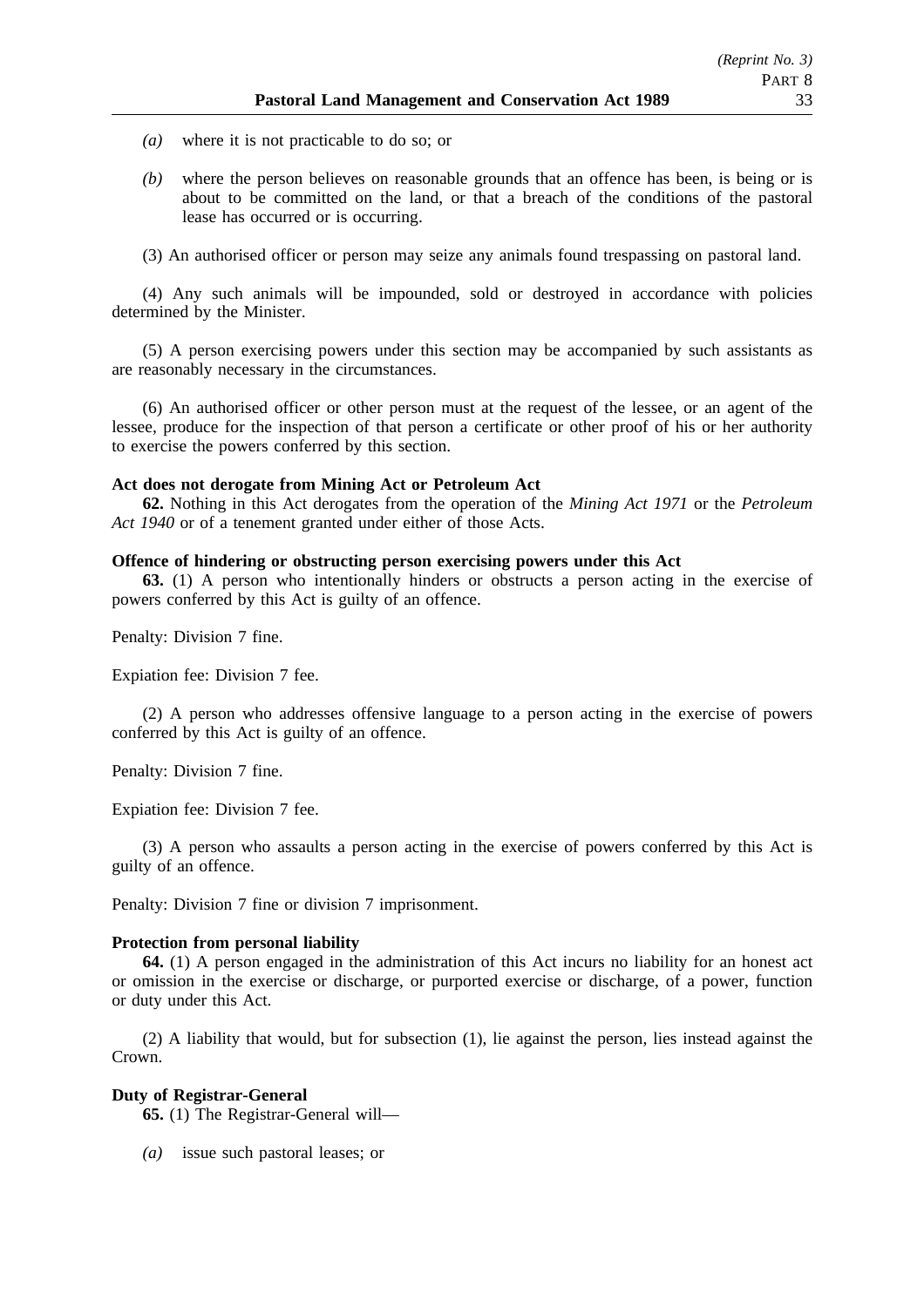*(a)* where it is not practicable to do so; or

*(b)* where the person believes on reasonable grounds that an offence has been, is being or is about to be committed on the land, or that a breach of the conditions of the pastoral lease has occurred or is occurring.

(3) An authorised officer or person may seize any animals found trespassing on pastoral land.

(4) Any such animals will be impounded, sold or destroyed in accordance with policies determined by the Minister.

(5) A person exercising powers under this section may be accompanied by such assistants as are reasonably necessary in the circumstances.

(6) An authorised officer or other person must at the request of the lessee, or an agent of the lessee, produce for the inspection of that person a certificate or other proof of his or her authority to exercise the powers conferred by this section.

**Act does not derogate from Mining Act or Petroleum Act**

**62.** Nothing in this Act derogates from the operation of the *Mining Act 1971* or the *Petroleum Act 1940* or of a tenement granted under either of those Acts.

**Offence of hindering or obstructing person exercising powers under this Act**

**63.** (1) A person who intentionally hinders or obstructs a person acting in the exercise of powers conferred by this Act is guilty of an offence.

Penalty: Division 7 fine.

Expiation fee: Division 7 fee.

(2) A person who addresses offensive language to a person acting in the exercise of powers conferred by this Act is guilty of an offence.

Penalty: Division 7 fine.

Expiation fee: Division 7 fee.

(3) A person who assaults a person acting in the exercise of powers conferred by this Act is guilty of an offence.

Penalty: Division 7 fine or division 7 imprisonment.

**Protection from personal liability**

**64.** (1) A person engaged in the administration of this Act incurs no liability for an honest act or omission in the exercise or discharge, or purported exercise or discharge, of a power, function or duty under this Act.

(2) A liability that would, but for subsection (1), lie against the person, lies instead against the Crown.

**Duty of Registrar-General**

**65.** (1) The Registrar-General will—

*(a)* issue such pastoral leases; or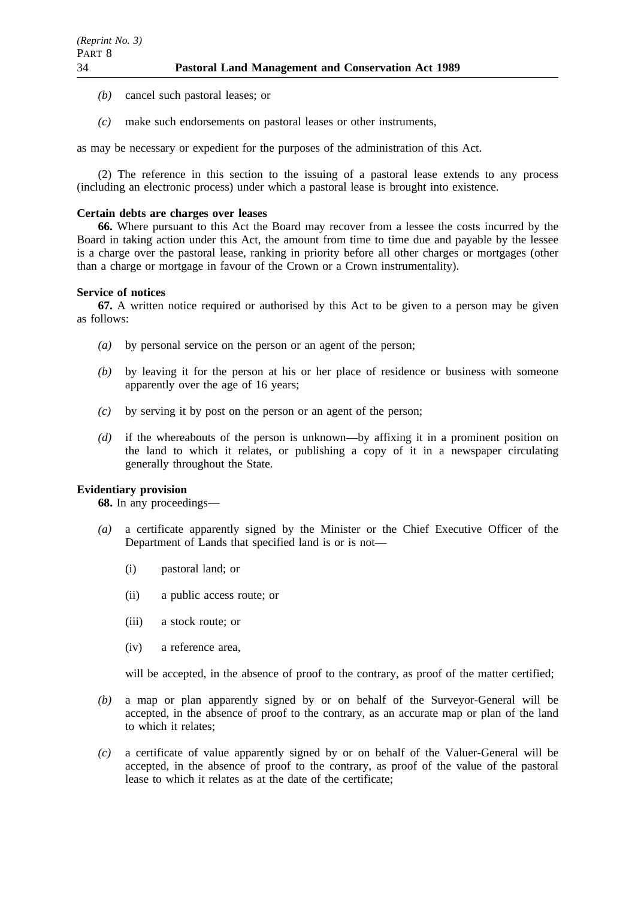*(b)* cancel such pastoral leases; or

*(c)* make such endorsements on pastoral leases or other instruments,

as may be necessary or expedient for the purposes of the administration of this Act.

(2) The reference in this section to the issuing of a pastoral lease extends to any process (including an electronic process) under which a pastoral lease is brought into existence.

**Certain debts are charges over leases**

**66.** Where pursuant to this Act the Board may recover from a lessee the costs incurred by the Board in taking action under this Act, the amount from time to time due and payable by the lessee is a charge over the pastoral lease, ranking in priority before all other charges or mortgages (other than a charge or mortgage in favour of the Crown or a Crown instrumentality).

**Service of notices**

**67.** A written notice required or authorised by this Act to be given to a person may be given as follows:

*(a)* by personal service on the person or an agent of the person;

*(b)* by leaving it for the person at his or her place of residence or business with someone apparently over the age of 16 years;

*(c)* by serving it by post on the person or an agent of the person;

*(d)* if the whereabouts of the person is unknown—by affixing it in a prominent position on the land to which it relates, or publishing a copy of it in a newspaper circulating generally throughout the State.

**Evidentiary provision**

**68.** In any proceedings—

*(a)* a certificate apparently signed by the Minister or the Chief Executive Officer of the Department of Lands that specified land is or is not—

(i) pastoral land; or

(ii) a public access route; or

(iii) a stock route; or

(iv) a reference area,

will be accepted, in the absence of proof to the contrary, as proof of the matter certified;

*(b)* a map or plan apparently signed by or on behalf of the Surveyor-General will be accepted, in the absence of proof to the contrary, as an accurate map or plan of the land to which it relates;

*(c)* a certificate of value apparently signed by or on behalf of the Valuer-General will be accepted, in the absence of proof to the contrary, as proof of the value of the pastoral lease to which it relates as at the date of the certificate;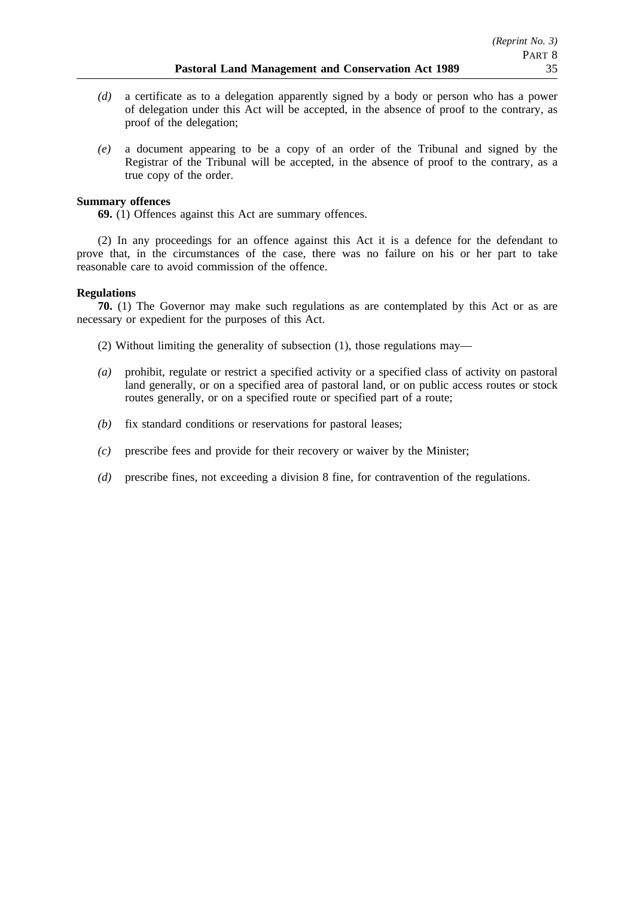*(d)* a certificate as to a delegation apparently signed by a body or person who has a power of delegation under this Act will be accepted, in the absence of proof to the contrary, as proof of the delegation;

*(e)* a document appearing to be a copy of an order of the Tribunal and signed by the Registrar of the Tribunal will be accepted, in the absence of proof to the contrary, as a true copy of the order.

**Summary offences**

**69.** (1) Offences against this Act are summary offences.

(2) In any proceedings for an offence against this Act it is a defence for the defendant to prove that, in the circumstances of the case, there was no failure on his or her part to take reasonable care to avoid commission of the offence.

**Regulations**

**70.** (1) The Governor may make such regulations as are contemplated by this Act or as are necessary or expedient for the purposes of this Act.

(2) Without limiting the generality of subsection (1), those regulations may—

*(a)* prohibit, regulate or restrict a specified activity or a specified class of activity on pastoral land generally, or on a specified area of pastoral land, or on public access routes or stock routes generally, or on a specified route or specified part of a route;

*(b)* fix standard conditions or reservations for pastoral leases;

*(c)* prescribe fees and provide for their recovery or waiver by the Minister;

*(d)* prescribe fines, not exceeding a division 8 fine, for contravention of the regulations.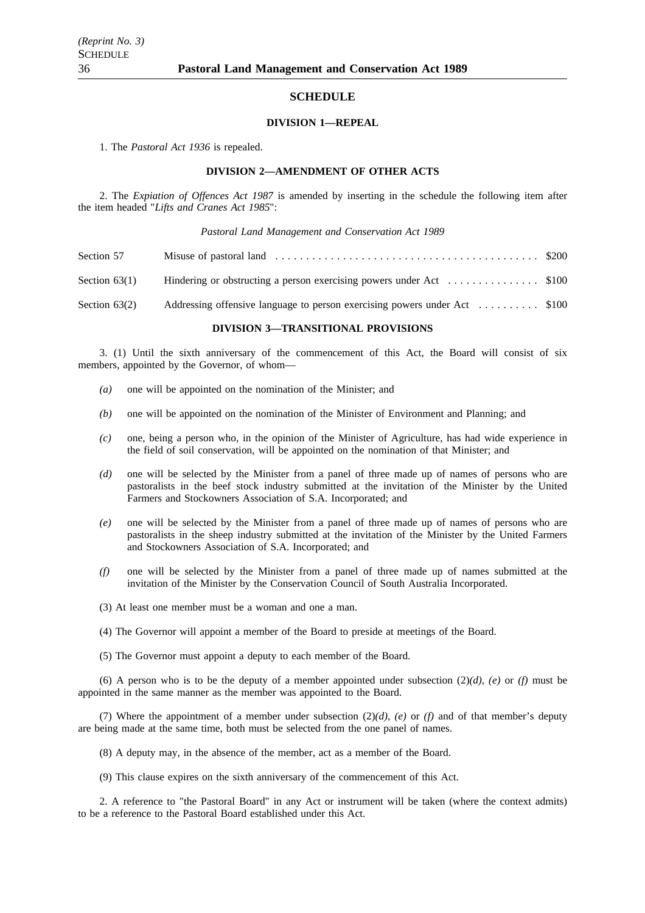## SCHEDULE

### DIVISION 1—REPEAL

1. The *Pastoral Act 1936* is repealed.

### DIVISION 2—AMENDMENT OF OTHER ACTS

2. The *Expiation of Offences Act 1987* is amended by inserting in the schedule the following item after the item headed "*Lifts and Cranes Act 1985*":

*Pastoral Land Management and Conservation Act 1989*

| | | |
|---|---|---|
| Section 57 | Misuse of pastoral land | $200 |
| Section 63(1) | Hindering or obstructing a person exercising powers under Act | $100 |
| Section 63(2) | Addressing offensive language to person exercising powers under Act | $100 |

### DIVISION 3—TRANSITIONAL PROVISIONS

3. (1) Until the sixth anniversary of the commencement of this Act, the Board will consist of six members, appointed by the Governor, of whom—

*(a)* one will be appointed on the nomination of the Minister; and

*(b)* one will be appointed on the nomination of the Minister of Environment and Planning; and

*(c)* one, being a person who, in the opinion of the Minister of Agriculture, has had wide experience in the field of soil conservation, will be appointed on the nomination of that Minister; and

*(d)* one will be selected by the Minister from a panel of three made up of names of persons who are pastoralists in the beef stock industry submitted at the invitation of the Minister by the United Farmers and Stockowners Association of S.A. Incorporated; and

*(e)* one will be selected by the Minister from a panel of three made up of names of persons who are pastoralists in the sheep industry submitted at the invitation of the Minister by the United Farmers and Stockowners Association of S.A. Incorporated; and

*(f)* one will be selected by the Minister from a panel of three made up of names submitted at the invitation of the Minister by the Conservation Council of South Australia Incorporated.

(3) At least one member must be a woman and one a man.

(4) The Governor will appoint a member of the Board to preside at meetings of the Board.

(5) The Governor must appoint a deputy to each member of the Board.

(6) A person who is to be the deputy of a member appointed under subsection (2)*(d)*, *(e)* or *(f)* must be appointed in the same manner as the member was appointed to the Board.

(7) Where the appointment of a member under subsection (2)*(d)*, *(e)* or *(f)* and of that member's deputy are being made at the same time, both must be selected from the one panel of names.

(8) A deputy may, in the absence of the member, act as a member of the Board.

(9) This clause expires on the sixth anniversary of the commencement of this Act.

2. A reference to "the Pastoral Board" in any Act or instrument will be taken (where the context admits) to be a reference to the Pastoral Board established under this Act.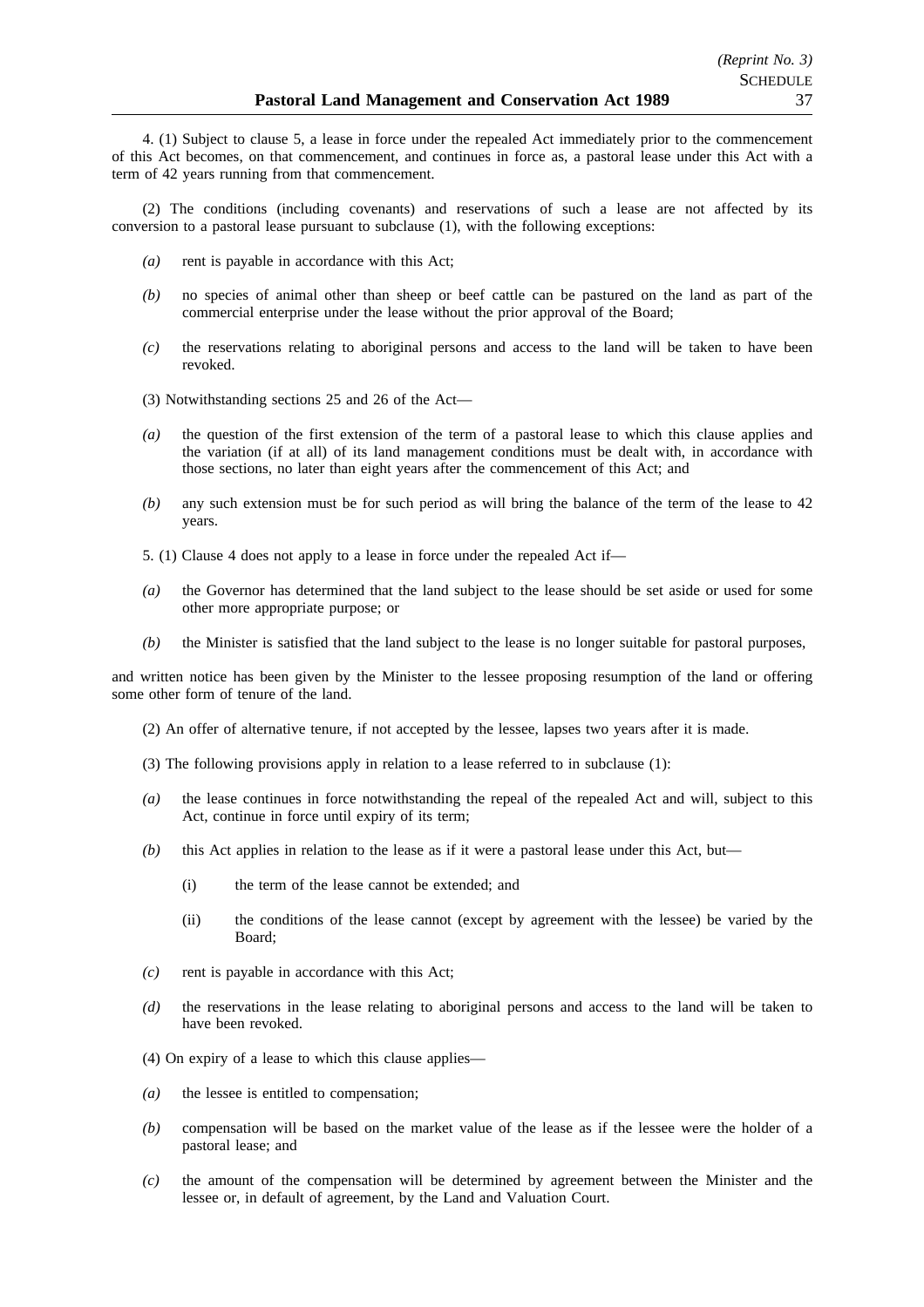4. (1) Subject to clause 5, a lease in force under the repealed Act immediately prior to the commencement of this Act becomes, on that commencement, and continues in force as, a pastoral lease under this Act with a term of 42 years running from that commencement.

(2) The conditions (including covenants) and reservations of such a lease are not affected by its conversion to a pastoral lease pursuant to subclause (1), with the following exceptions:

*(a)* rent is payable in accordance with this Act;

*(b)* no species of animal other than sheep or beef cattle can be pastured on the land as part of the commercial enterprise under the lease without the prior approval of the Board;

*(c)* the reservations relating to aboriginal persons and access to the land will be taken to have been revoked.

(3) Notwithstanding sections 25 and 26 of the Act—

*(a)* the question of the first extension of the term of a pastoral lease to which this clause applies and the variation (if at all) of its land management conditions must be dealt with, in accordance with those sections, no later than eight years after the commencement of this Act; and

*(b)* any such extension must be for such period as will bring the balance of the term of the lease to 42 years.

5. (1) Clause 4 does not apply to a lease in force under the repealed Act if—

*(a)* the Governor has determined that the land subject to the lease should be set aside or used for some other more appropriate purpose; or

*(b)* the Minister is satisfied that the land subject to the lease is no longer suitable for pastoral purposes,

and written notice has been given by the Minister to the lessee proposing resumption of the land or offering some other form of tenure of the land.

(2) An offer of alternative tenure, if not accepted by the lessee, lapses two years after it is made.

(3) The following provisions apply in relation to a lease referred to in subclause (1):

*(a)* the lease continues in force notwithstanding the repeal of the repealed Act and will, subject to this Act, continue in force until expiry of its term;

*(b)* this Act applies in relation to the lease as if it were a pastoral lease under this Act, but—

  (i) the term of the lease cannot be extended; and

  (ii) the conditions of the lease cannot (except by agreement with the lessee) be varied by the Board;

*(c)* rent is payable in accordance with this Act;

*(d)* the reservations in the lease relating to aboriginal persons and access to the land will be taken to have been revoked.

(4) On expiry of a lease to which this clause applies—

*(a)* the lessee is entitled to compensation;

*(b)* compensation will be based on the market value of the lease as if the lessee were the holder of a pastoral lease; and

*(c)* the amount of the compensation will be determined by agreement between the Minister and the lessee or, in default of agreement, by the Land and Valuation Court.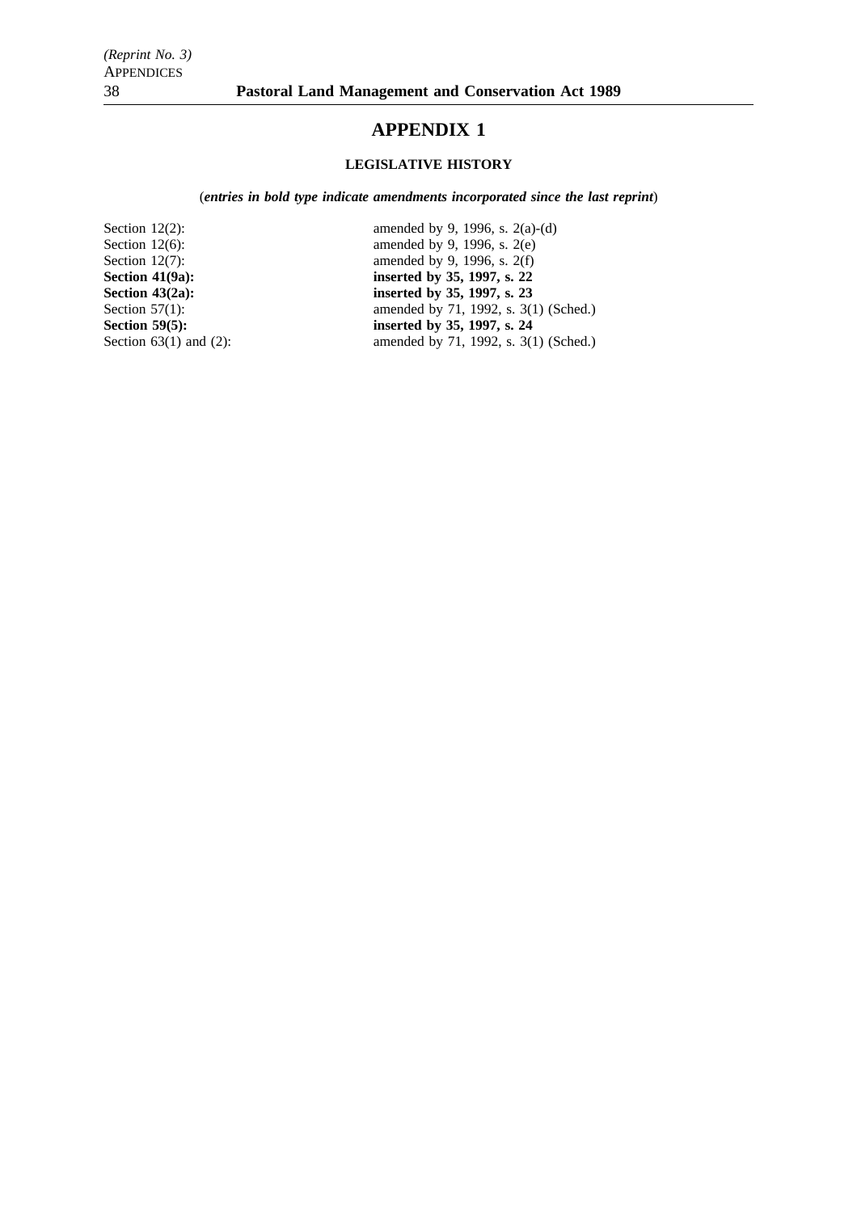# APPENDIX 1

## LEGISLATIVE HISTORY

(***entries in bold type indicate amendments incorporated since the last reprint***)

| | |
|---|---|
| Section 12(2): | amended by 9, 1996, s. 2(a)-(d) |
| Section 12(6): | amended by 9, 1996, s. 2(e) |
| Section 12(7): | amended by 9, 1996, s. 2(f) |
| **Section 41(9a):** | **inserted by 35, 1997, s. 22** |
| **Section 43(2a):** | **inserted by 35, 1997, s. 23** |
| Section 57(1): | amended by 71, 1992, s. 3(1) (Sched.) |
| **Section 59(5):** | **inserted by 35, 1997, s. 24** |
| Section 63(1) and (2): | amended by 71, 1992, s. 3(1) (Sched.) |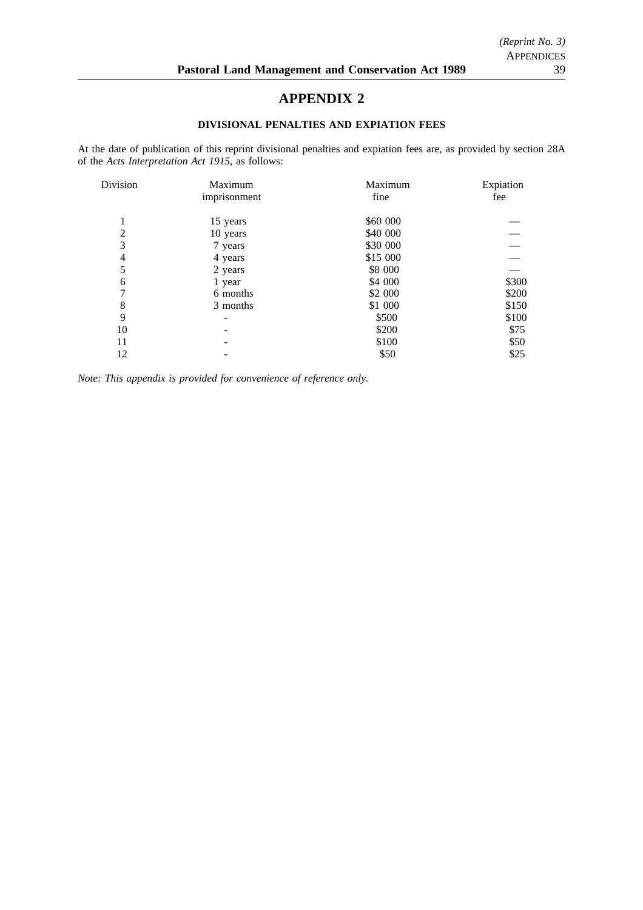# APPENDIX 2

## DIVISIONAL PENALTIES AND EXPIATION FEES

At the date of publication of this reprint divisional penalties and expiation fees are, as provided by section 28A of the *Acts Interpretation Act 1915*, as follows:

| Division | Maximum imprisonment | Maximum fine | Expiation fee |
|---|---|---|---|
| 1 | 15 years | $60 000 | — |
| 2 | 10 years | $40 000 | — |
| 3 | 7 years | $30 000 | — |
| 4 | 4 years | $15 000 | — |
| 5 | 2 years | $8 000 | — |
| 6 | 1 year | $4 000 | $300 |
| 7 | 6 months | $2 000 | $200 |
| 8 | 3 months | $1 000 | $150 |
| 9 | - | $500 | $100 |
| 10 | - | $200 | $75 |
| 11 | - | $100 | $50 |
| 12 | - | $50 | $25 |

*Note: This appendix is provided for convenience of reference only.*